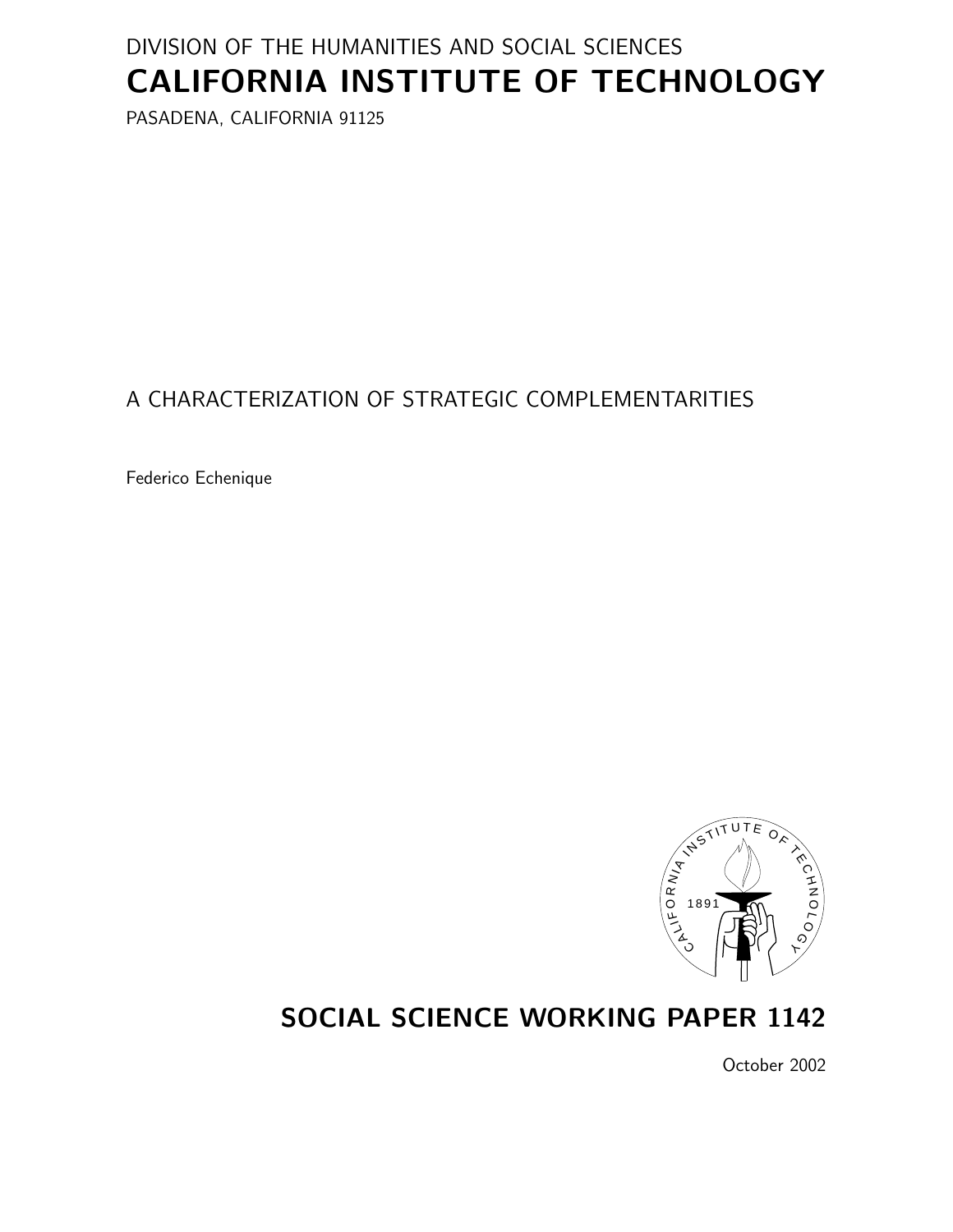DIVISION OF THE HUMANITIES AND SOCIAL SCIENCES

# CALIFORNIA INSTITUTE OF TECHNOLOGY

PASADENA, CALIFORNIA 91125

## A CHARACTERIZATION OF STRATEGIC COMPLEMENTARITIES

Federico Echenique

## SOCIAL SCIENCE WORKING PAPER 1142

October 2002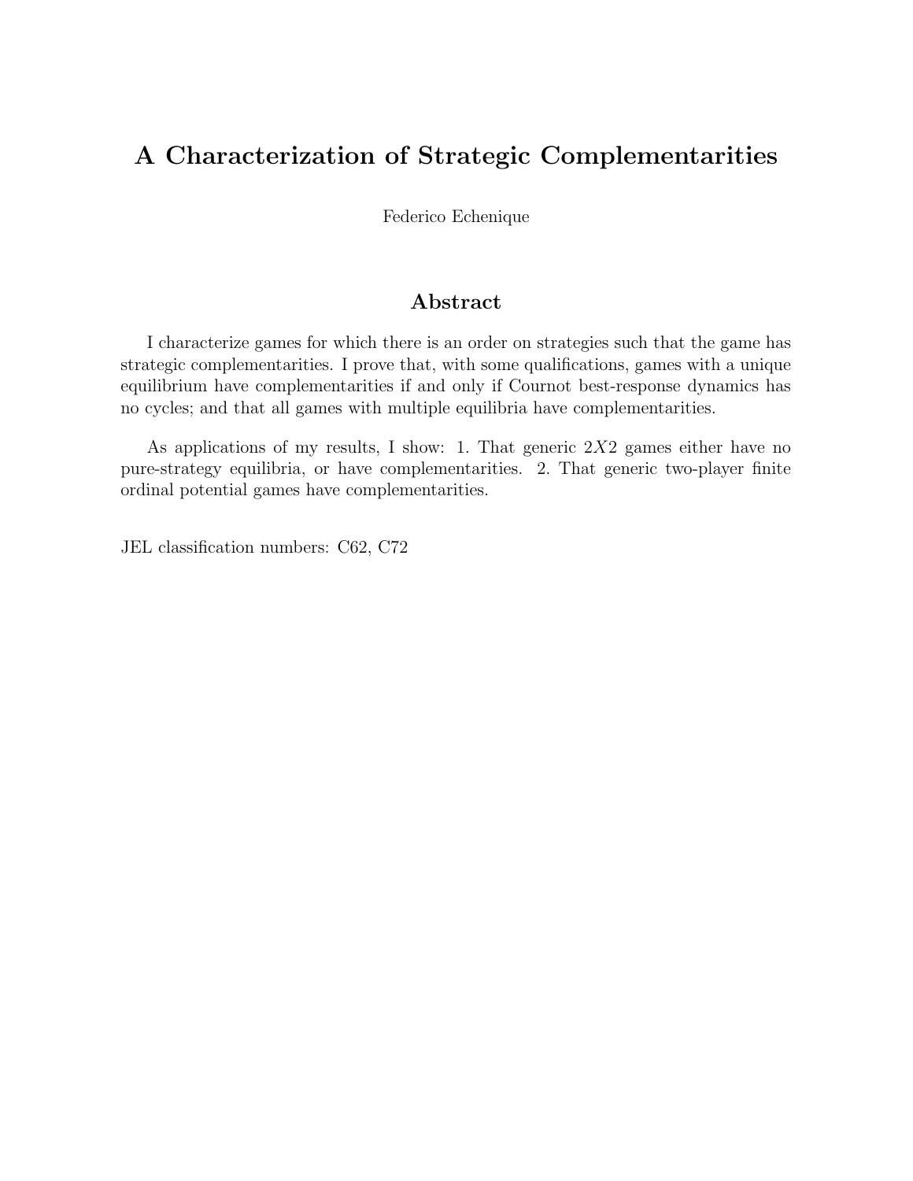# A Characterization of Strategic Complementarities

Federico Echenique

## Abstract

I characterize games for which there is an order on strategies such that the game has strategic complementarities. I prove that, with some qualifications, games with a unique equilibrium have complementarities if and only if Cournot best-response dynamics has no cycles; and that all games with multiple equilibria have complementarities.

As applications of my results, I show: 1. That generic $2X2$ games either have no pure-strategy equilibria, or have complementarities. 2. That generic two-player finite ordinal potential games have complementarities.

JEL classification numbers: C62, C72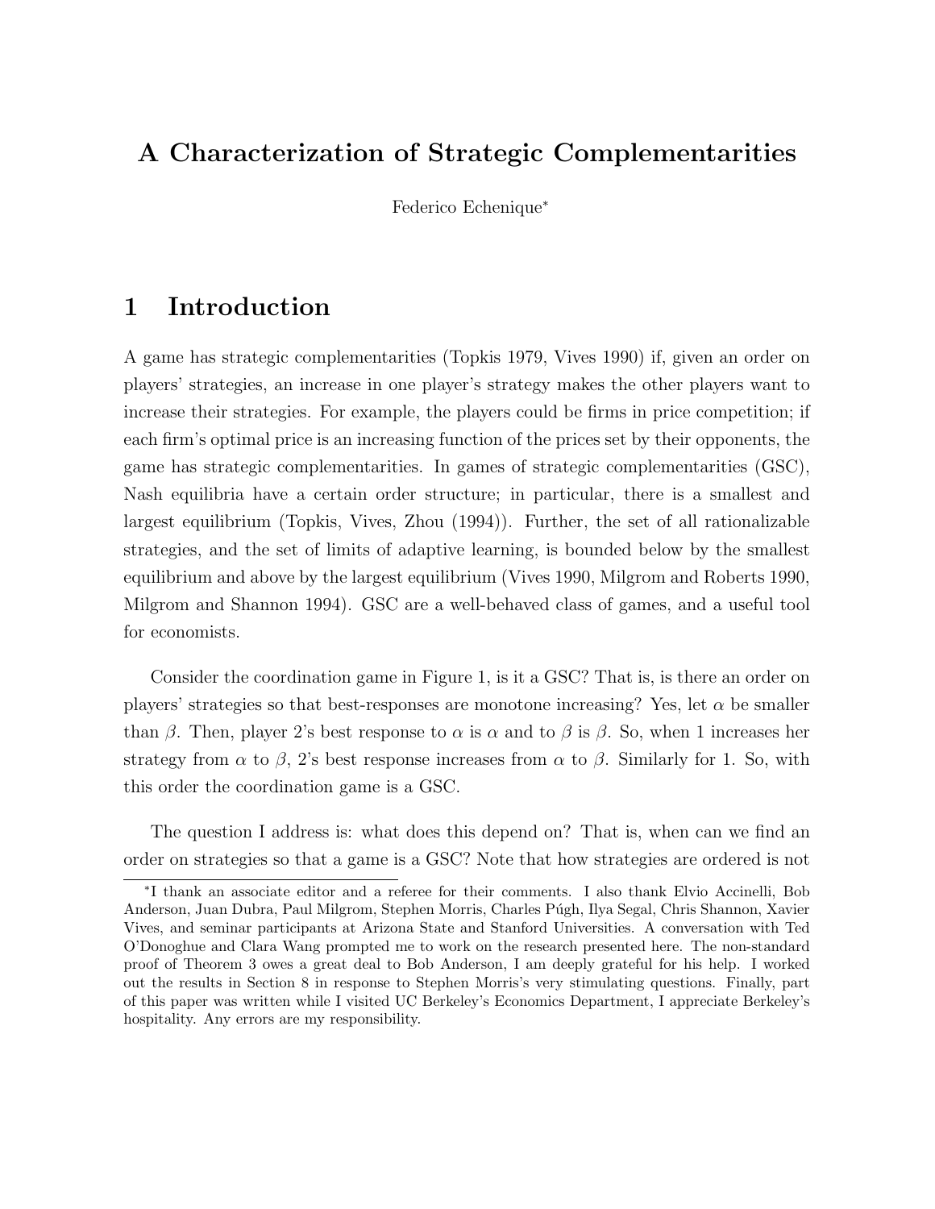# A Characterization of Strategic Complementarities

Federico Echenique*

## 1 Introduction

A game has strategic complementarities (Topkis 1979, Vives 1990) if, given an order on players' strategies, an increase in one player's strategy makes the other players want to increase their strategies. For example, the players could be firms in price competition; if each firm's optimal price is an increasing function of the prices set by their opponents, the game has strategic complementarities. In games of strategic complementarities (GSC), Nash equilibria have a certain order structure; in particular, there is a smallest and largest equilibrium (Topkis, Vives, Zhou (1994)). Further, the set of all rationalizable strategies, and the set of limits of adaptive learning, is bounded below by the smallest equilibrium and above by the largest equilibrium (Vives 1990, Milgrom and Roberts 1990, Milgrom and Shannon 1994). GSC are a well-behaved class of games, and a useful tool for economists.

Consider the coordination game in Figure 1, is it a GSC? That is, is there an order on players' strategies so that best-responses are monotone increasing? Yes, let $\alpha$ be smaller than $\beta$. Then, player 2's best response to $\alpha$ is $\alpha$ and to $\beta$ is $\beta$. So, when 1 increases her strategy from $\alpha$ to $\beta$, 2's best response increases from $\alpha$ to $\beta$. Similarly for 1. So, with this order the coordination game is a GSC.

The question I address is: what does this depend on? That is, when can we find an order on strategies so that a game is a GSC? Note that how strategies are ordered is not

*I thank an associate editor and a referee for their comments. I also thank Elvio Accinelli, Bob Anderson, Juan Dubra, Paul Milgrom, Stephen Morris, Charles Púgh, Ilya Segal, Chris Shannon, Xavier Vives, and seminar participants at Arizona State and Stanford Universities. A conversation with Ted O'Donoghue and Clara Wang prompted me to work on the research presented here. The non-standard proof of Theorem 3 owes a great deal to Bob Anderson, I am deeply grateful for his help. I worked out the results in Section 8 in response to Stephen Morris's very stimulating questions. Finally, part of this paper was written while I visited UC Berkeley's Economics Department, I appreciate Berkeley's hospitality. Any errors are my responsibility.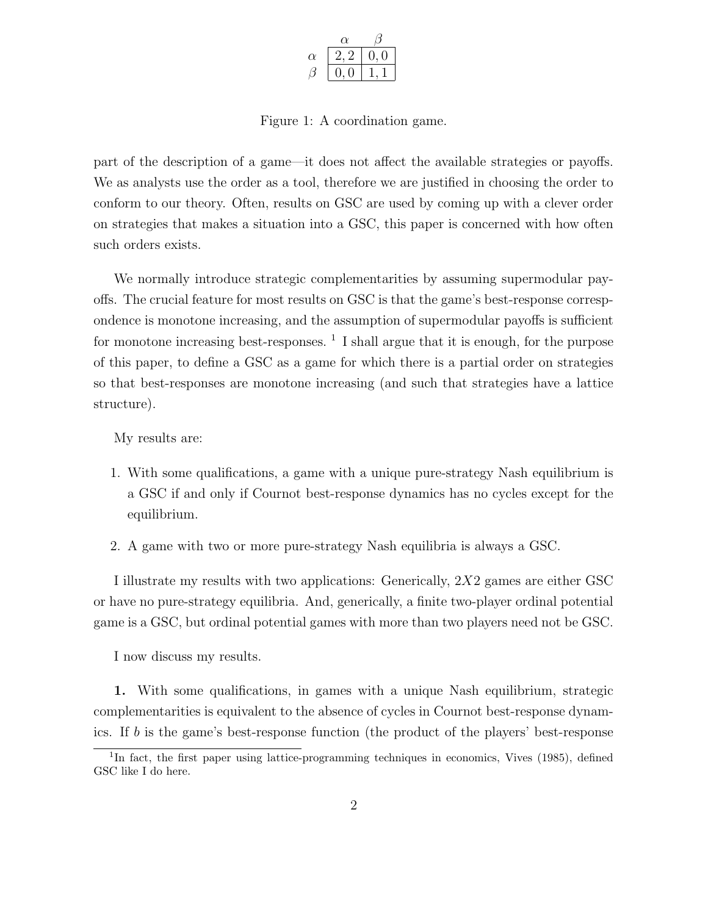|  | $\alpha$ | $\beta$ |
|---|---|---|
| $\alpha$ | $2,2$ | $0,0$ |
| $\beta$ | $0,0$ | $1,1$ |

Figure 1: A coordination game.

part of the description of a game—it does not affect the available strategies or payoffs. We as analysts use the order as a tool, therefore we are justified in choosing the order to conform to our theory. Often, results on GSC are used by coming up with a clever order on strategies that makes a situation into a GSC, this paper is concerned with how often such orders exists.

We normally introduce strategic complementarities by assuming supermodular payoffs. The crucial feature for most results on GSC is that the game's best-response correspondence is monotone increasing, and the assumption of supermodular payoffs is sufficient for monotone increasing best-responses. [1] I shall argue that it is enough, for the purpose of this paper, to define a GSC as a game for which there is a partial order on strategies so that best-responses are monotone increasing (and such that strategies have a lattice structure).

My results are:

1. With some qualifications, a game with a unique pure-strategy Nash equilibrium is a GSC if and only if Cournot best-response dynamics has no cycles except for the equilibrium.
2. A game with two or more pure-strategy Nash equilibria is always a GSC.

I illustrate my results with two applications: Generically, $2X2$ games are either GSC or have no pure-strategy equilibria. And, generically, a finite two-player ordinal potential game is a GSC, but ordinal potential games with more than two players need not be GSC.

I now discuss my results.

**1.** With some qualifications, in games with a unique Nash equilibrium, strategic complementarities is equivalent to the absence of cycles in Cournot best-response dynamics. If $b$ is the game's best-response function (the product of the players' best-response

[1] In fact, the first paper using lattice-programming techniques in economics, Vives (1985), defined GSC like I do here.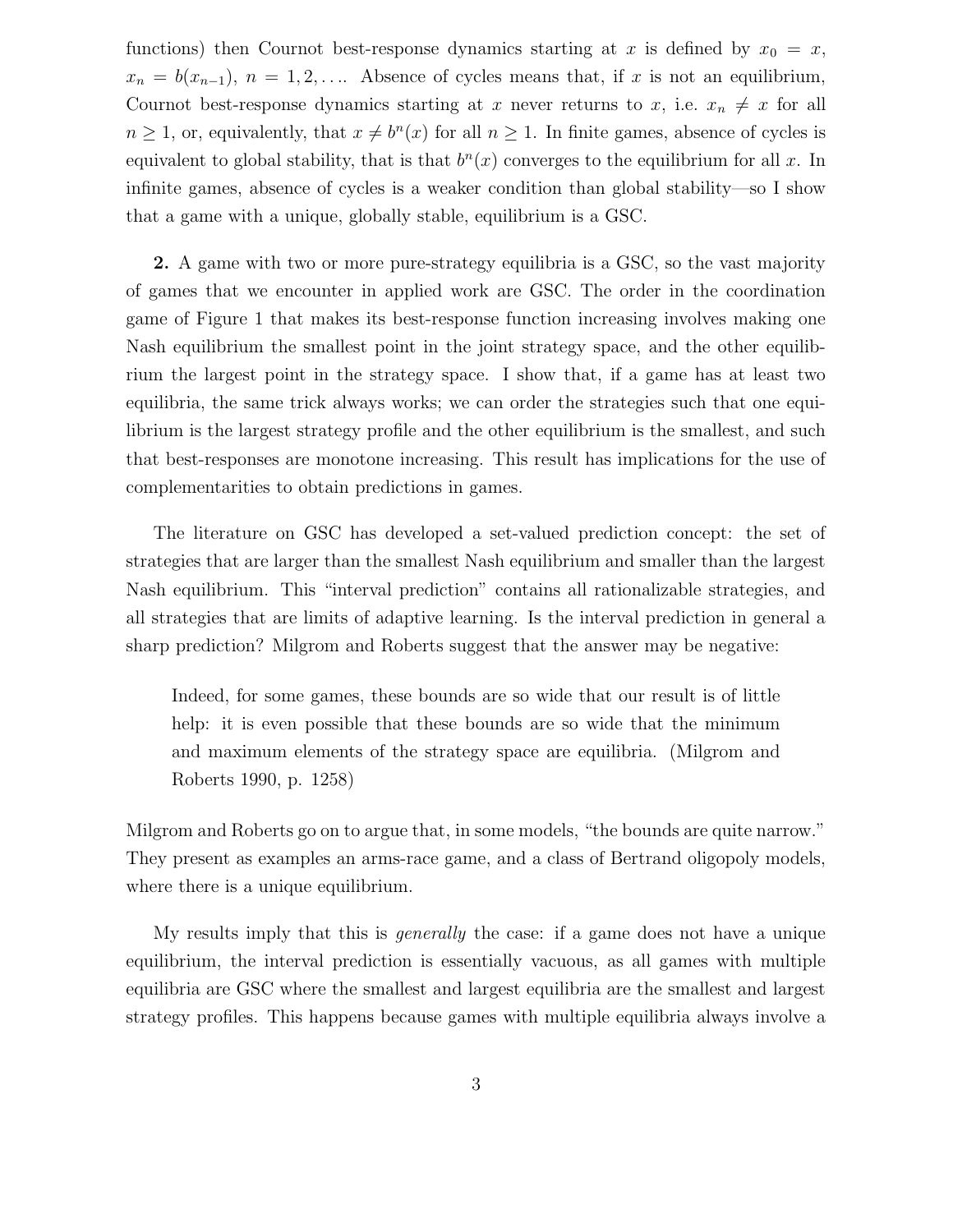functions) then Cournot best-response dynamics starting at $x$ is defined by $x_0 = x$, $x_n = b(x_{n-1})$, $n = 1, 2, \ldots$. Absence of cycles means that, if $x$ is not an equilibrium, Cournot best-response dynamics starting at $x$ never returns to $x$, i.e. $x_n \neq x$ for all $n \geq 1$, or, equivalently, that $x \neq b^n(x)$ for all $n \geq 1$. In finite games, absence of cycles is equivalent to global stability, that is that $b^n(x)$ converges to the equilibrium for all $x$. In infinite games, absence of cycles is a weaker condition than global stability—so I show that a game with a unique, globally stable, equilibrium is a GSC.

**2.** A game with two or more pure-strategy equilibria is a GSC, so the vast majority of games that we encounter in applied work are GSC. The order in the coordination game of Figure 1 that makes its best-response function increasing involves making one Nash equilibrium the smallest point in the joint strategy space, and the other equilibrium the largest point in the strategy space. I show that, if a game has at least two equilibria, the same trick always works; we can order the strategies such that one equilibrium is the largest strategy profile and the other equilibrium is the smallest, and such that best-responses are monotone increasing. This result has implications for the use of complementarities to obtain predictions in games.

The literature on GSC has developed a set-valued prediction concept: the set of strategies that are larger than the smallest Nash equilibrium and smaller than the largest Nash equilibrium. This "interval prediction" contains all rationalizable strategies, and all strategies that are limits of adaptive learning. Is the interval prediction in general a sharp prediction? Milgrom and Roberts suggest that the answer may be negative:

> Indeed, for some games, these bounds are so wide that our result is of little help: it is even possible that these bounds are so wide that the minimum and maximum elements of the strategy space are equilibria. (Milgrom and Roberts 1990, p. 1258)

Milgrom and Roberts go on to argue that, in some models, "the bounds are quite narrow." They present as examples an arms-race game, and a class of Bertrand oligopoly models, where there is a unique equilibrium.

My results imply that this is *generally* the case: if a game does not have a unique equilibrium, the interval prediction is essentially vacuous, as all games with multiple equilibria are GSC where the smallest and largest equilibria are the smallest and largest strategy profiles. This happens because games with multiple equilibria always involve a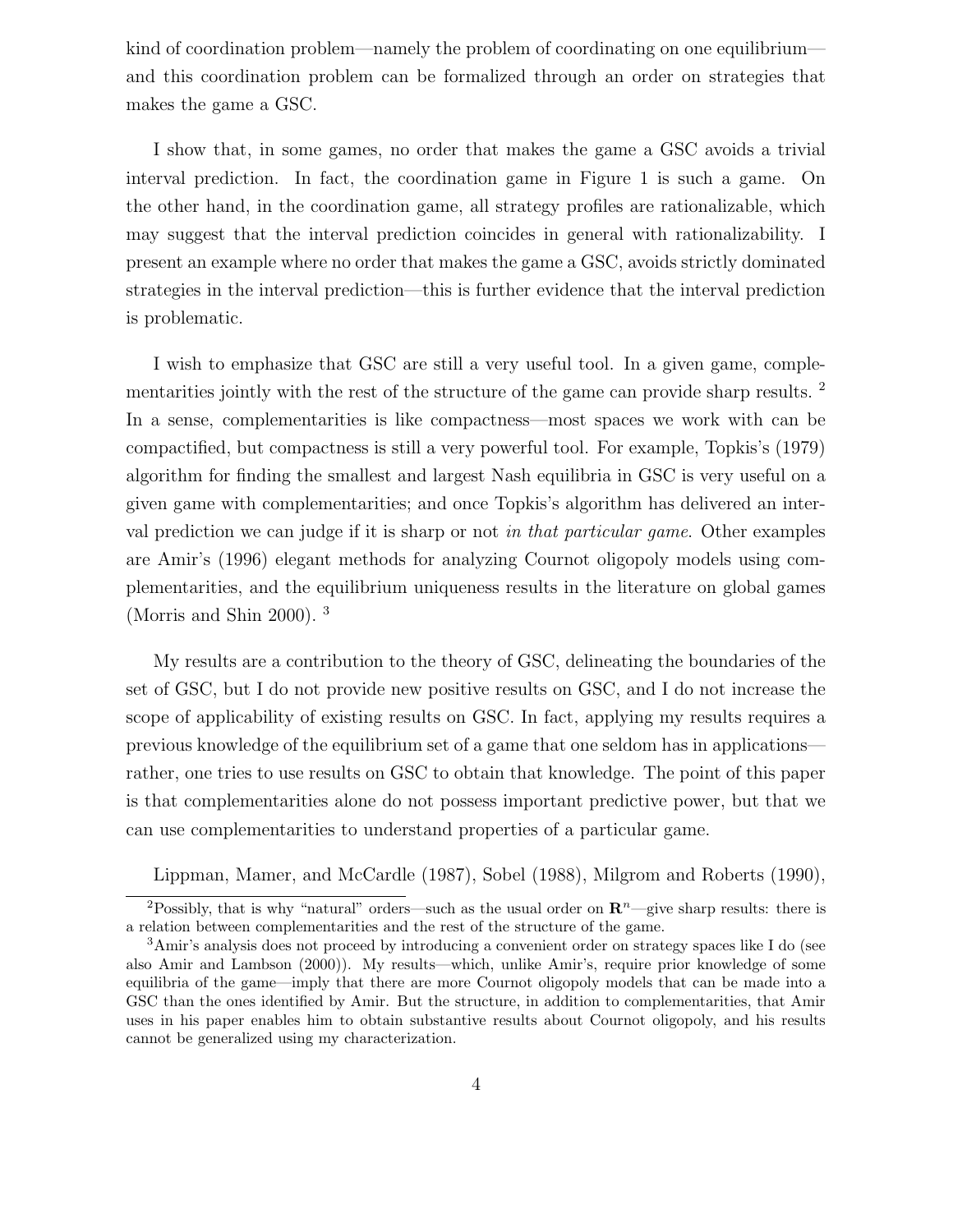kind of coordination problem—namely the problem of coordinating on one equilibrium—and this coordination problem can be formalized through an order on strategies that makes the game a GSC.

I show that, in some games, no order that makes the game a GSC avoids a trivial interval prediction. In fact, the coordination game in Figure 1 is such a game. On the other hand, in the coordination game, all strategy profiles are rationalizable, which may suggest that the interval prediction coincides in general with rationalizability. I present an example where no order that makes the game a GSC, avoids strictly dominated strategies in the interval prediction—this is further evidence that the interval prediction is problematic.

I wish to emphasize that GSC are still a very useful tool. In a given game, complementarities jointly with the rest of the structure of the game can provide sharp results. [2] In a sense, complementarities is like compactness—most spaces we work with can be compactified, but compactness is still a very powerful tool. For example, Topkis's (1979) algorithm for finding the smallest and largest Nash equilibria in GSC is very useful on a given game with complementarities; and once Topkis's algorithm has delivered an interval prediction we can judge if it is sharp or not *in that particular game*. Other examples are Amir's (1996) elegant methods for analyzing Cournot oligopoly models using complementarities, and the equilibrium uniqueness results in the literature on global games (Morris and Shin 2000). [3]

My results are a contribution to the theory of GSC, delineating the boundaries of the set of GSC, but I do not provide new positive results on GSC, and I do not increase the scope of applicability of existing results on GSC. In fact, applying my results requires a previous knowledge of the equilibrium set of a game that one seldom has in applications—rather, one tries to use results on GSC to obtain that knowledge. The point of this paper is that complementarities alone do not possess important predictive power, but that we can use complementarities to understand properties of a particular game.

Lippman, Mamer, and McCardle (1987), Sobel (1988), Milgrom and Roberts (1990),

[2] Possibly, that is why "natural" orders—such as the usual order on $\mathbf{R}^n$—give sharp results: there is a relation between complementarities and the rest of the structure of the game.

[3] Amir's analysis does not proceed by introducing a convenient order on strategy spaces like I do (see also Amir and Lambson (2000)). My results—which, unlike Amir's, require prior knowledge of some equilibria of the game—imply that there are more Cournot oligopoly models that can be made into a GSC than the ones identified by Amir. But the structure, in addition to complementarities, that Amir uses in his paper enables him to obtain substantive results about Cournot oligopoly, and his results cannot be generalized using my characterization.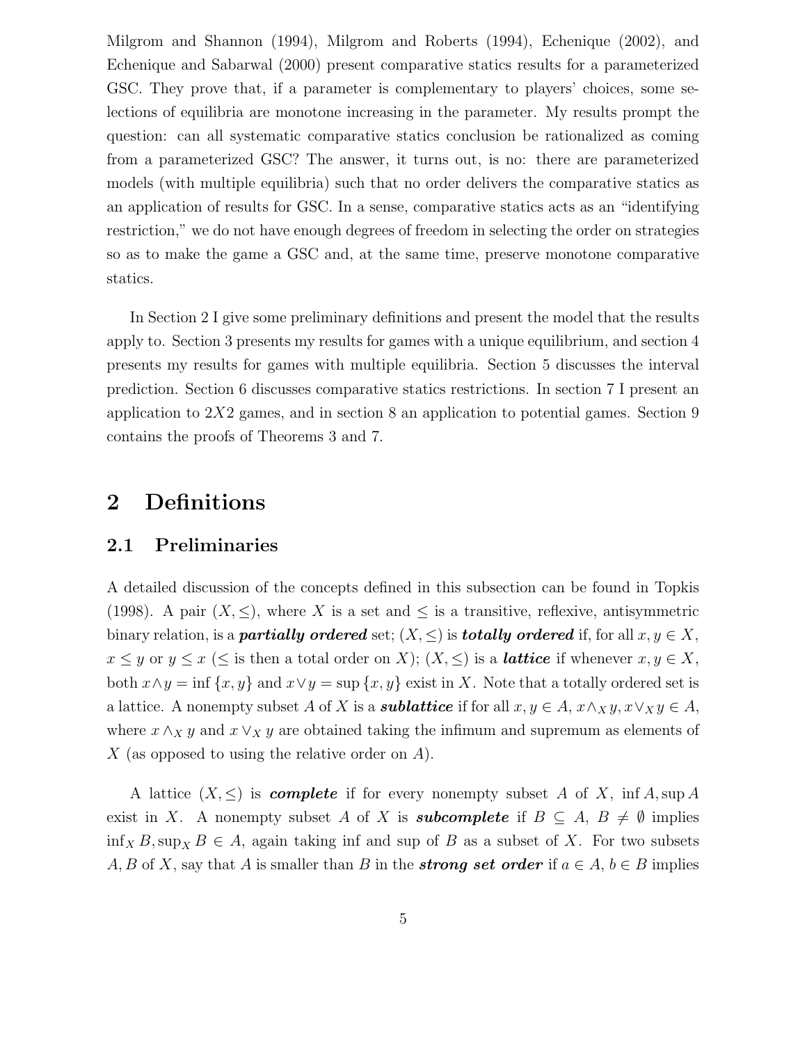Milgrom and Shannon (1994), Milgrom and Roberts (1994), Echenique (2002), and Echenique and Sabarwal (2000) present comparative statics results for a parameterized GSC. They prove that, if a parameter is complementary to players' choices, some selections of equilibria are monotone increasing in the parameter. My results prompt the question: can all systematic comparative statics conclusion be rationalized as coming from a parameterized GSC? The answer, it turns out, is no: there are parameterized models (with multiple equilibria) such that no order delivers the comparative statics as an application of results for GSC. In a sense, comparative statics acts as an "identifying restriction," we do not have enough degrees of freedom in selecting the order on strategies so as to make the game a GSC and, at the same time, preserve monotone comparative statics.

In Section 2 I give some preliminary definitions and present the model that the results apply to. Section 3 presents my results for games with a unique equilibrium, and section 4 presents my results for games with multiple equilibria. Section 5 discusses the interval prediction. Section 6 discusses comparative statics restrictions. In section 7 I present an application to $2X2$ games, and in section 8 an application to potential games. Section 9 contains the proofs of Theorems 3 and 7.

# 2 Definitions

## 2.1 Preliminaries

A detailed discussion of the concepts defined in this subsection can be found in Topkis (1998). A pair $(X, \leq)$, where $X$ is a set and $\leq$ is a transitive, reflexive, antisymmetric binary relation, is a ***partially ordered*** set; $(X, \leq)$ is ***totally ordered*** if, for all $x, y \in X$, $x \leq y$ or $y \leq x$ ($\leq$ is then a total order on $X$); $(X, \leq)$ is a ***lattice*** if whenever $x, y \in X$, both $x \wedge y = \inf \{x, y\}$ and $x \vee y = \sup \{x, y\}$ exist in $X$. Note that a totally ordered set is a lattice. A nonempty subset $A$ of $X$ is a ***sublattice*** if for all $x, y \in A$, $x \wedge_X y, x \vee_X y \in A$, where $x \wedge_X y$ and $x \vee_X y$ are obtained taking the infimum and supremum as elements of $X$ (as opposed to using the relative order on $A$).

A lattice $(X, \leq)$ is ***complete*** if for every nonempty subset $A$ of $X$, $\inf A, \sup A$ exist in $X$. A nonempty subset $A$ of $X$ is ***subcomplete*** if $B \subseteq A$, $B \neq \emptyset$ implies $\inf_X B, \sup_X B \in A$, again taking inf and sup of $B$ as a subset of $X$. For two subsets $A, B$ of $X$, say that $A$ is smaller than $B$ in the ***strong set order*** if $a \in A$, $b \in B$ implies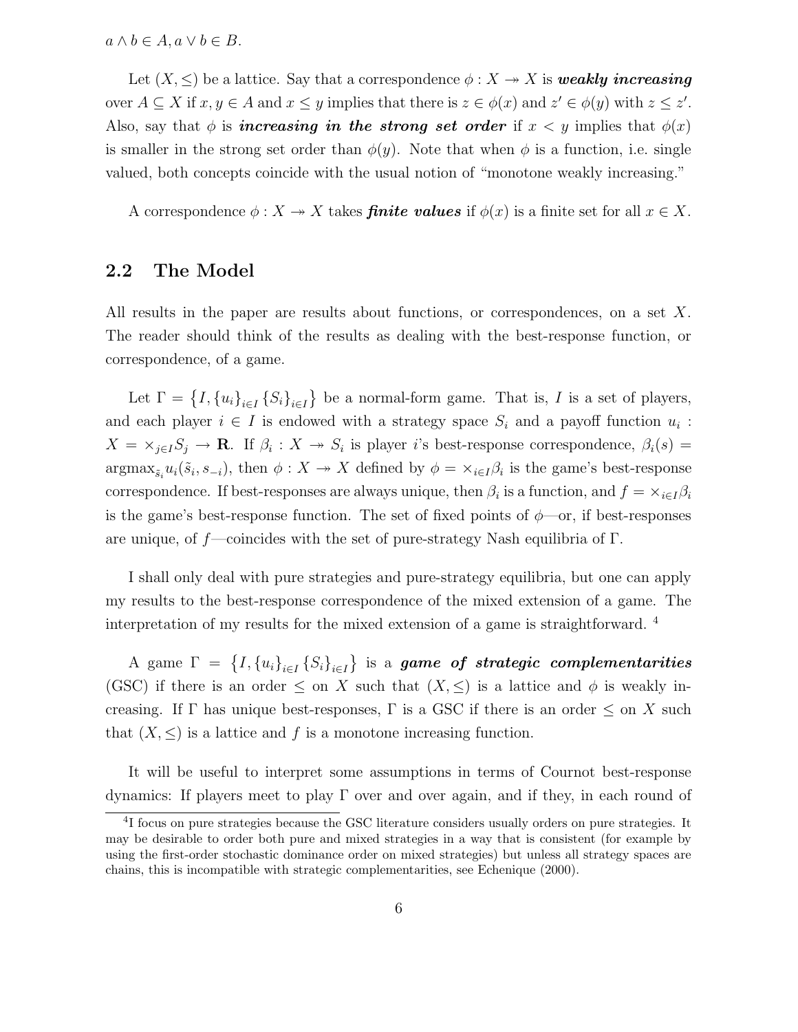$a \wedge b \in A, a \vee b \in B$.

Let $(X, \leq)$ be a lattice. Say that a correspondence $\phi : X \twoheadrightarrow X$ is ***weakly increasing*** over $A \subseteq X$ if $x, y \in A$ and $x \leq y$ implies that there is $z \in \phi(x)$ and $z' \in \phi(y)$ with $z \leq z'$. Also, say that $\phi$ is ***increasing in the strong set order*** if $x < y$ implies that $\phi(x)$ is smaller in the strong set order than $\phi(y)$. Note that when $\phi$ is a function, i.e. single valued, both concepts coincide with the usual notion of "monotone weakly increasing."

A correspondence $\phi : X \twoheadrightarrow X$ takes ***finite values*** if $\phi(x)$ is a finite set for all $x \in X$.

## 2.2 The Model

All results in the paper are results about functions, or correspondences, on a set $X$. The reader should think of the results as dealing with the best-response function, or correspondence, of a game.

Let $\Gamma = \left\{I, \{u_i\}_{i \in I} \{S_i\}_{i \in I}\right\}$ be a normal-form game. That is, $I$ is a set of players, and each player $i \in I$ is endowed with a strategy space $S_i$ and a payoff function $u_i : X = \times_{j \in I} S_j \rightarrow \mathbf{R}$. If $\beta_i : X \twoheadrightarrow S_i$ is player $i$'s best-response correspondence, $\beta_i(s) = \text{argmax}_{\tilde{s}_i} u_i(\tilde{s}_i, s_{-i})$, then $\phi : X \twoheadrightarrow X$ defined by $\phi = \times_{i \in I} \beta_i$ is the game's best-response correspondence. If best-responses are always unique, then $\beta_i$ is a function, and $f = \times_{i \in I} \beta_i$ is the game's best-response function. The set of fixed points of $\phi$—or, if best-responses are unique, of $f$—coincides with the set of pure-strategy Nash equilibria of $\Gamma$.

I shall only deal with pure strategies and pure-strategy equilibria, but one can apply my results to the best-response correspondence of the mixed extension of a game. The interpretation of my results for the mixed extension of a game is straightforward. [4]

A game $\Gamma = \left\{I, \{u_i\}_{i \in I} \{S_i\}_{i \in I}\right\}$ is a ***game of strategic complementarities*** (GSC) if there is an order $\leq$ on $X$ such that $(X, \leq)$ is a lattice and $\phi$ is weakly increasing. If $\Gamma$ has unique best-responses, $\Gamma$ is a GSC if there is an order $\leq$ on $X$ such that $(X, \leq)$ is a lattice and $f$ is a monotone increasing function.

It will be useful to interpret some assumptions in terms of Cournot best-response dynamics: If players meet to play $\Gamma$ over and over again, and if they, in each round of

[4] I focus on pure strategies because the GSC literature considers usually orders on pure strategies. It may be desirable to order both pure and mixed strategies in a way that is consistent (for example by using the first-order stochastic dominance order on mixed strategies) but unless all strategy spaces are chains, this is incompatible with strategic complementarities, see Echenique (2000).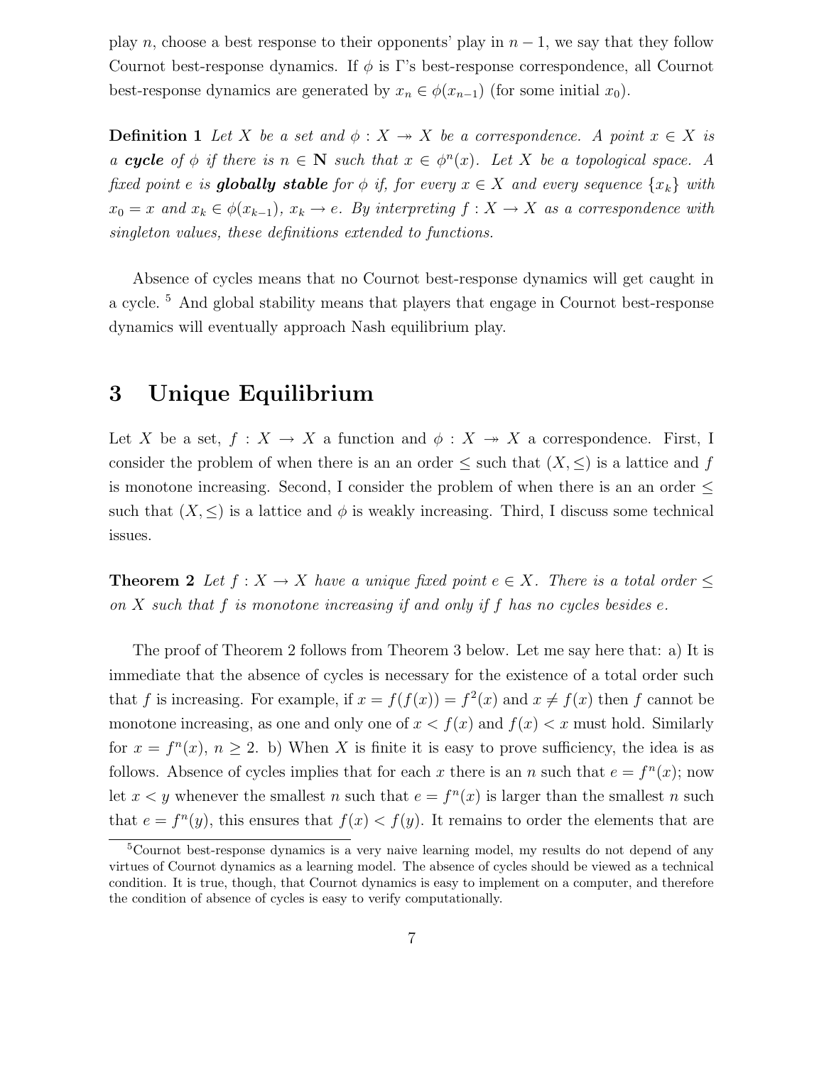play $n$, choose a best response to their opponents' play in $n-1$, we say that they follow Cournot best-response dynamics. If $\phi$ is $\Gamma$'s best-response correspondence, all Cournot best-response dynamics are generated by $x_n \in \phi(x_{n-1})$ (for some initial $x_0$).

**Definition 1** *Let $X$ be a set and $\phi : X \twoheadrightarrow X$ be a correspondence. A point $x \in X$ is a* ***cycle*** *of $\phi$ if there is $n \in \mathbf{N}$ such that $x \in \phi^n(x)$. Let $X$ be a topological space. A fixed point $e$ is* ***globally stable*** *for $\phi$ if, for every $x \in X$ and every sequence $\{x_k\}$ with $x_0 = x$ and $x_k \in \phi(x_{k-1})$, $x_k \to e$. By interpreting $f : X \to X$ as a correspondence with singleton values, these definitions extended to functions.*

Absence of cycles means that no Cournot best-response dynamics will get caught in a cycle. [5] And global stability means that players that engage in Cournot best-response dynamics will eventually approach Nash equilibrium play.

# 3 Unique Equilibrium

Let $X$ be a set, $f : X \to X$ a function and $\phi : X \twoheadrightarrow X$ a correspondence. First, I consider the problem of when there is an an order $\leq$ such that $(X, \leq)$ is a lattice and $f$ is monotone increasing. Second, I consider the problem of when there is an an order $\leq$ such that $(X, \leq)$ is a lattice and $\phi$ is weakly increasing. Third, I discuss some technical issues.

**Theorem 2** *Let $f : X \to X$ have a unique fixed point $e \in X$. There is a total order $\leq$ on $X$ such that $f$ is monotone increasing if and only if $f$ has no cycles besides $e$.*

The proof of Theorem 2 follows from Theorem 3 below. Let me say here that: a) It is immediate that the absence of cycles is necessary for the existence of a total order such that $f$ is increasing. For example, if $x = f(f(x)) = f^2(x)$ and $x \neq f(x)$ then $f$ cannot be monotone increasing, as one and only one of $x < f(x)$ and $f(x) < x$ must hold. Similarly for $x = f^n(x)$, $n \geq 2$. b) When $X$ is finite it is easy to prove sufficiency, the idea is as follows. Absence of cycles implies that for each $x$ there is an $n$ such that $e = f^n(x)$; now let $x < y$ whenever the smallest $n$ such that $e = f^n(x)$ is larger than the smallest $n$ such that $e = f^n(y)$, this ensures that $f(x) < f(y)$. It remains to order the elements that are

[5] Cournot best-response dynamics is a very naive learning model, my results do not depend of any virtues of Cournot dynamics as a learning model. The absence of cycles should be viewed as a technical condition. It is true, though, that Cournot dynamics is easy to implement on a computer, and therefore the condition of absence of cycles is easy to verify computationally.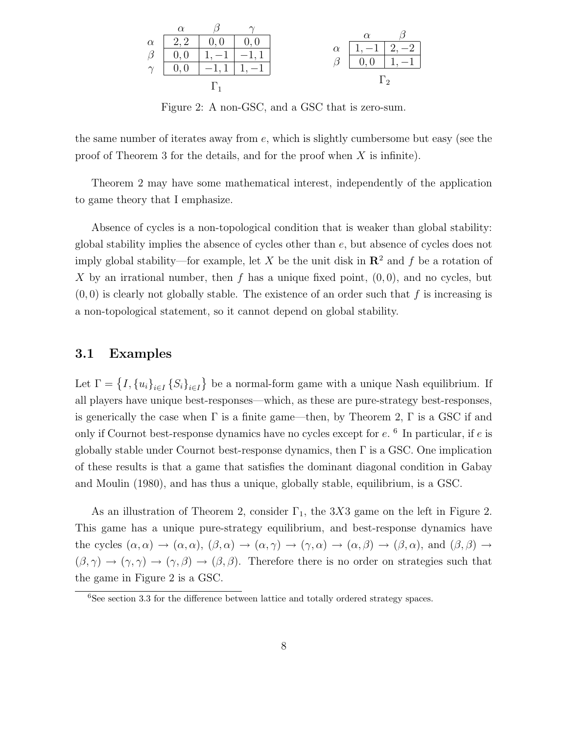|  | $\alpha$ | $\beta$ | $\gamma$ |
|---|---|---|---|
| $\alpha$ | $2, 2$ | $0, 0$ | $0, 0$ |
| $\beta$ | $0, 0$ | $1, -1$ | $-1, 1$ |
| $\gamma$ | $0, 0$ | $-1, 1$ | $1, -1$ |

$\Gamma_1$

|  | $\alpha$ | $\beta$ |
|---|---|---|
| $\alpha$ | $1, -1$ | $2, -2$ |
| $\beta$ | $0, 0$ | $1, -1$ |

$\Gamma_2$

Figure 2: A non-GSC, and a GSC that is zero-sum.

the same number of iterates away from $e$, which is slightly cumbersome but easy (see the proof of Theorem 3 for the details, and for the proof when $X$ is infinite).

Theorem 2 may have some mathematical interest, independently of the application to game theory that I emphasize.

Absence of cycles is a non-topological condition that is weaker than global stability: global stability implies the absence of cycles other than $e$, but absence of cycles does not imply global stability—for example, let $X$ be the unit disk in $\mathbf{R}^2$ and $f$ be a rotation of $X$ by an irrational number, then $f$ has a unique fixed point, $(0, 0)$, and no cycles, but $(0, 0)$ is clearly not globally stable. The existence of an order such that $f$ is increasing is a non-topological statement, so it cannot depend on global stability.

### 3.1 Examples

Let $\Gamma = \left\{I, \{u_i\}_{i\in I} \{S_i\}_{i\in I}\right\}$ be a normal-form game with a unique Nash equilibrium. If all players have unique best-responses—which, as these are pure-strategy best-responses, is generically the case when $\Gamma$ is a finite game—then, by Theorem 2, $\Gamma$ is a GSC if and only if Cournot best-response dynamics have no cycles except for $e$. [6] In particular, if $e$ is globally stable under Cournot best-response dynamics, then $\Gamma$ is a GSC. One implication of these results is that a game that satisfies the dominant diagonal condition in Gabay and Moulin (1980), and has thus a unique, globally stable, equilibrium, is a GSC.

As an illustration of Theorem 2, consider $\Gamma_1$, the $3X3$ game on the left in Figure 2. This game has a unique pure-strategy equilibrium, and best-response dynamics have the cycles $(\alpha, \alpha) \to (\alpha, \alpha)$, $(\beta, \alpha) \to (\alpha, \gamma) \to (\gamma, \alpha) \to (\alpha, \beta) \to (\beta, \alpha)$, and $(\beta, \beta) \to (\beta, \gamma) \to (\gamma, \gamma) \to (\gamma, \beta) \to (\beta, \beta)$. Therefore there is no order on strategies such that the game in Figure 2 is a GSC.

[6] See section 3.3 for the difference between lattice and totally ordered strategy spaces.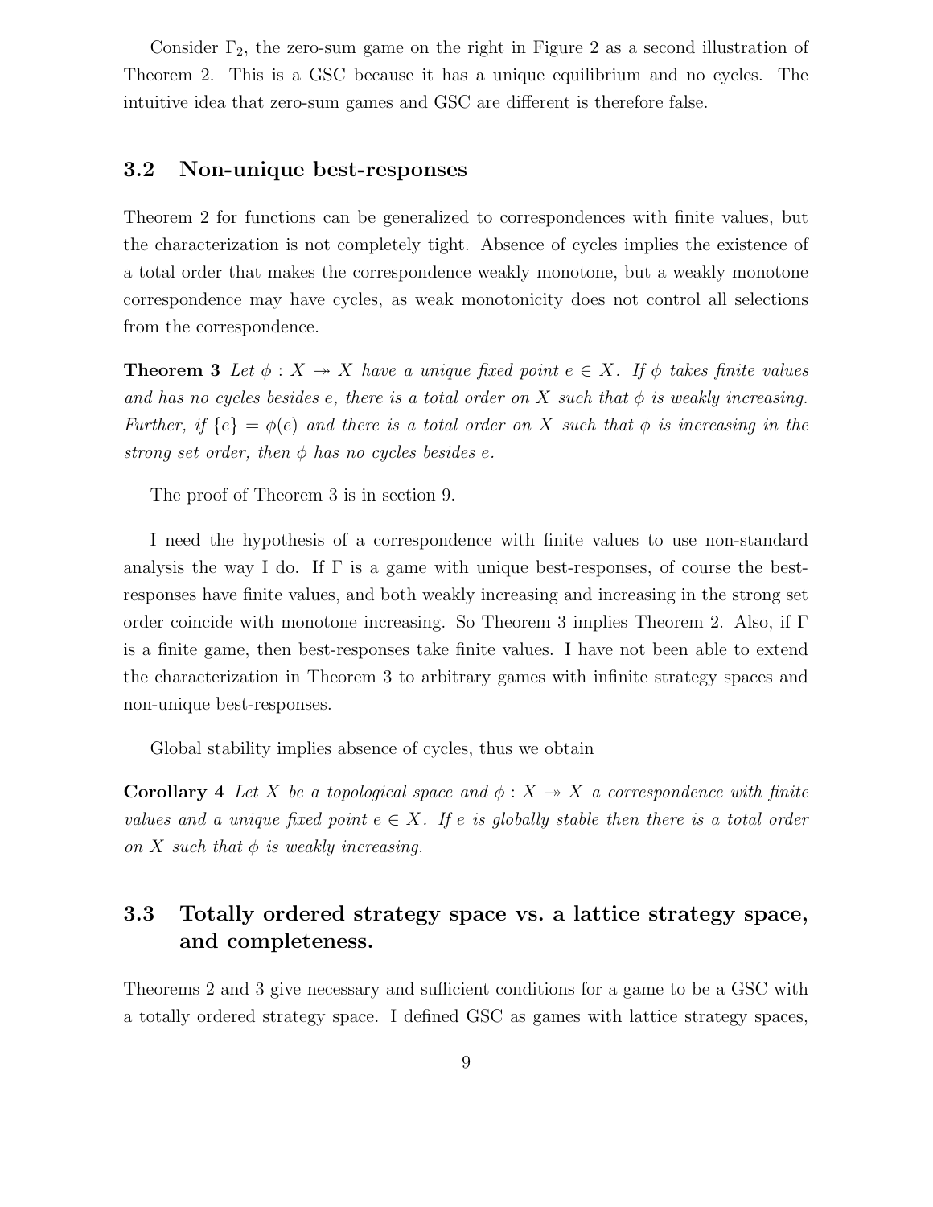Consider $\Gamma_2$, the zero-sum game on the right in Figure 2 as a second illustration of Theorem 2. This is a GSC because it has a unique equilibrium and no cycles. The intuitive idea that zero-sum games and GSC are different is therefore false.

### 3.2 Non-unique best-responses

Theorem 2 for functions can be generalized to correspondences with finite values, but the characterization is not completely tight. Absence of cycles implies the existence of a total order that makes the correspondence weakly monotone, but a weakly monotone correspondence may have cycles, as weak monotonicity does not control all selections from the correspondence.

**Theorem 3** *Let $\phi : X \twoheadrightarrow X$ have a unique fixed point $e \in X$. If $\phi$ takes finite values and has no cycles besides $e$, there is a total order on $X$ such that $\phi$ is weakly increasing. Further, if $\{e\} = \phi(e)$ and there is a total order on $X$ such that $\phi$ is increasing in the strong set order, then $\phi$ has no cycles besides $e$.*

The proof of Theorem 3 is in section 9.

I need the hypothesis of a correspondence with finite values to use non-standard analysis the way I do. If $\Gamma$ is a game with unique best-responses, of course the best-responses have finite values, and both weakly increasing and increasing in the strong set order coincide with monotone increasing. So Theorem 3 implies Theorem 2. Also, if $\Gamma$ is a finite game, then best-responses take finite values. I have not been able to extend the characterization in Theorem 3 to arbitrary games with infinite strategy spaces and non-unique best-responses.

Global stability implies absence of cycles, thus we obtain

**Corollary 4** *Let $X$ be a topological space and $\phi : X \twoheadrightarrow X$ a correspondence with finite values and a unique fixed point $e \in X$. If $e$ is globally stable then there is a total order on $X$ such that $\phi$ is weakly increasing.*

### 3.3 Totally ordered strategy space vs. a lattice strategy space, and completeness.

Theorems 2 and 3 give necessary and sufficient conditions for a game to be a GSC with a totally ordered strategy space. I defined GSC as games with lattice strategy spaces,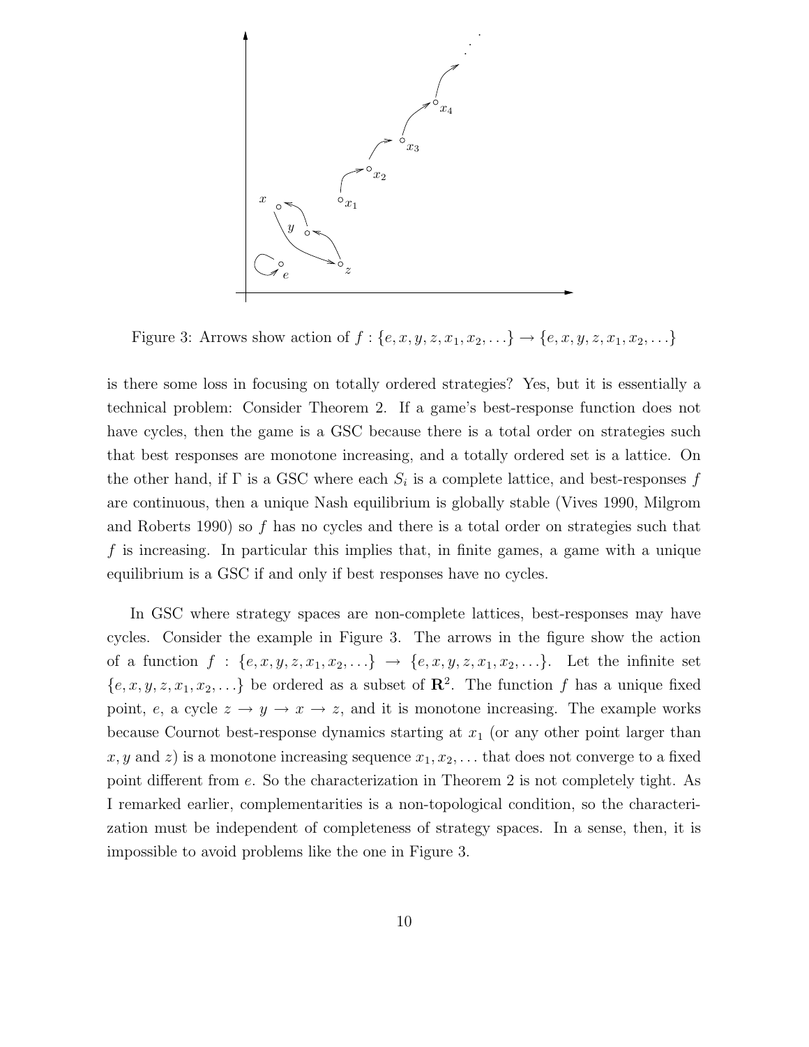Figure 3: Arrows show action of $f : \{e, x, y, z, x_1, x_2, \ldots\} \to \{e, x, y, z, x_1, x_2, \ldots\}$

is there some loss in focusing on totally ordered strategies? Yes, but it is essentially a technical problem: Consider Theorem 2. If a game's best-response function does not have cycles, then the game is a GSC because there is a total order on strategies such that best responses are monotone increasing, and a totally ordered set is a lattice. On the other hand, if $\Gamma$ is a GSC where each $S_i$ is a complete lattice, and best-responses $f$ are continuous, then a unique Nash equilibrium is globally stable (Vives 1990, Milgrom and Roberts 1990) so $f$ has no cycles and there is a total order on strategies such that $f$ is increasing. In particular this implies that, in finite games, a game with a unique equilibrium is a GSC if and only if best responses have no cycles.

In GSC where strategy spaces are non-complete lattices, best-responses may have cycles. Consider the example in Figure 3. The arrows in the figure show the action of a function $f : \{e, x, y, z, x_1, x_2, \ldots\} \to \{e, x, y, z, x_1, x_2, \ldots\}$. Let the infinite set $\{e, x, y, z, x_1, x_2, \ldots\}$ be ordered as a subset of $\mathbf{R}^2$. The function $f$ has a unique fixed point, $e$, a cycle $z \to y \to x \to z$, and it is monotone increasing. The example works because Cournot best-response dynamics starting at $x_1$ (or any other point larger than $x, y$ and $z$) is a monotone increasing sequence $x_1, x_2, \ldots$ that does not converge to a fixed point different from $e$. So the characterization in Theorem 2 is not completely tight. As I remarked earlier, complementarities is a non-topological condition, so the characterization must be independent of completeness of strategy spaces. In a sense, then, it is impossible to avoid problems like the one in Figure 3.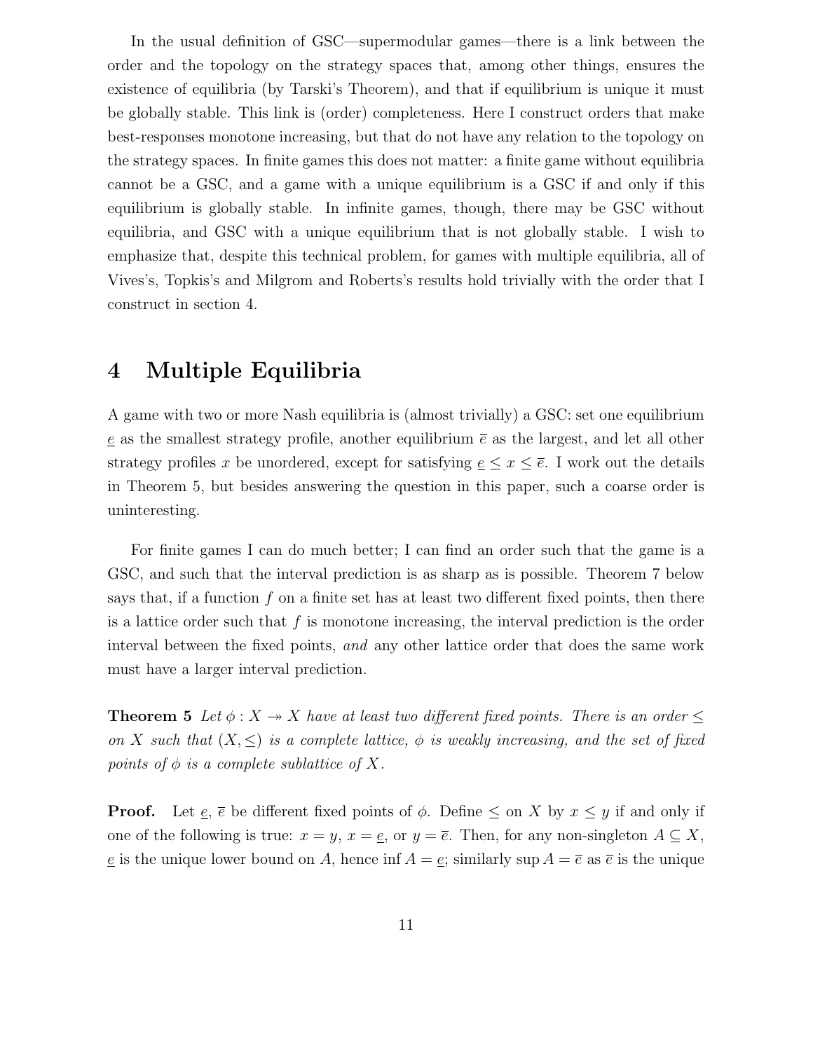In the usual definition of GSC—supermodular games—there is a link between the order and the topology on the strategy spaces that, among other things, ensures the existence of equilibria (by Tarski's Theorem), and that if equilibrium is unique it must be globally stable. This link is (order) completeness. Here I construct orders that make best-responses monotone increasing, but that do not have any relation to the topology on the strategy spaces. In finite games this does not matter: a finite game without equilibria cannot be a GSC, and a game with a unique equilibrium is a GSC if and only if this equilibrium is globally stable. In infinite games, though, there may be GSC without equilibria, and GSC with a unique equilibrium that is not globally stable. I wish to emphasize that, despite this technical problem, for games with multiple equilibria, all of Vives's, Topkis's and Milgrom and Roberts's results hold trivially with the order that I construct in section 4.

# 4 Multiple Equilibria

A game with two or more Nash equilibria is (almost trivially) a GSC: set one equilibrium $\underline{e}$ as the smallest strategy profile, another equilibrium $\overline{e}$ as the largest, and let all other strategy profiles $x$ be unordered, except for satisfying $\underline{e} \leq x \leq \overline{e}$. I work out the details in Theorem 5, but besides answering the question in this paper, such a coarse order is uninteresting.

For finite games I can do much better; I can find an order such that the game is a GSC, and such that the interval prediction is as sharp as is possible. Theorem 7 below says that, if a function $f$ on a finite set has at least two different fixed points, then there is a lattice order such that $f$ is monotone increasing, the interval prediction is the order interval between the fixed points, *and* any other lattice order that does the same work must have a larger interval prediction.

**Theorem 5** *Let $\phi : X \twoheadrightarrow X$ have at least two different fixed points. There is an order $\leq$ on $X$ such that $(X, \leq)$ is a complete lattice, $\phi$ is weakly increasing, and the set of fixed points of $\phi$ is a complete sublattice of $X$.*

**Proof.** Let $\underline{e}$, $\overline{e}$ be different fixed points of $\phi$. Define $\leq$ on $X$ by $x \leq y$ if and only if one of the following is true: $x = y$, $x = \underline{e}$, or $y = \overline{e}$. Then, for any non-singleton $A \subseteq X$, $\underline{e}$ is the unique lower bound on $A$, hence $\inf A = \underline{e}$; similarly $\sup A = \overline{e}$ as $\overline{e}$ is the unique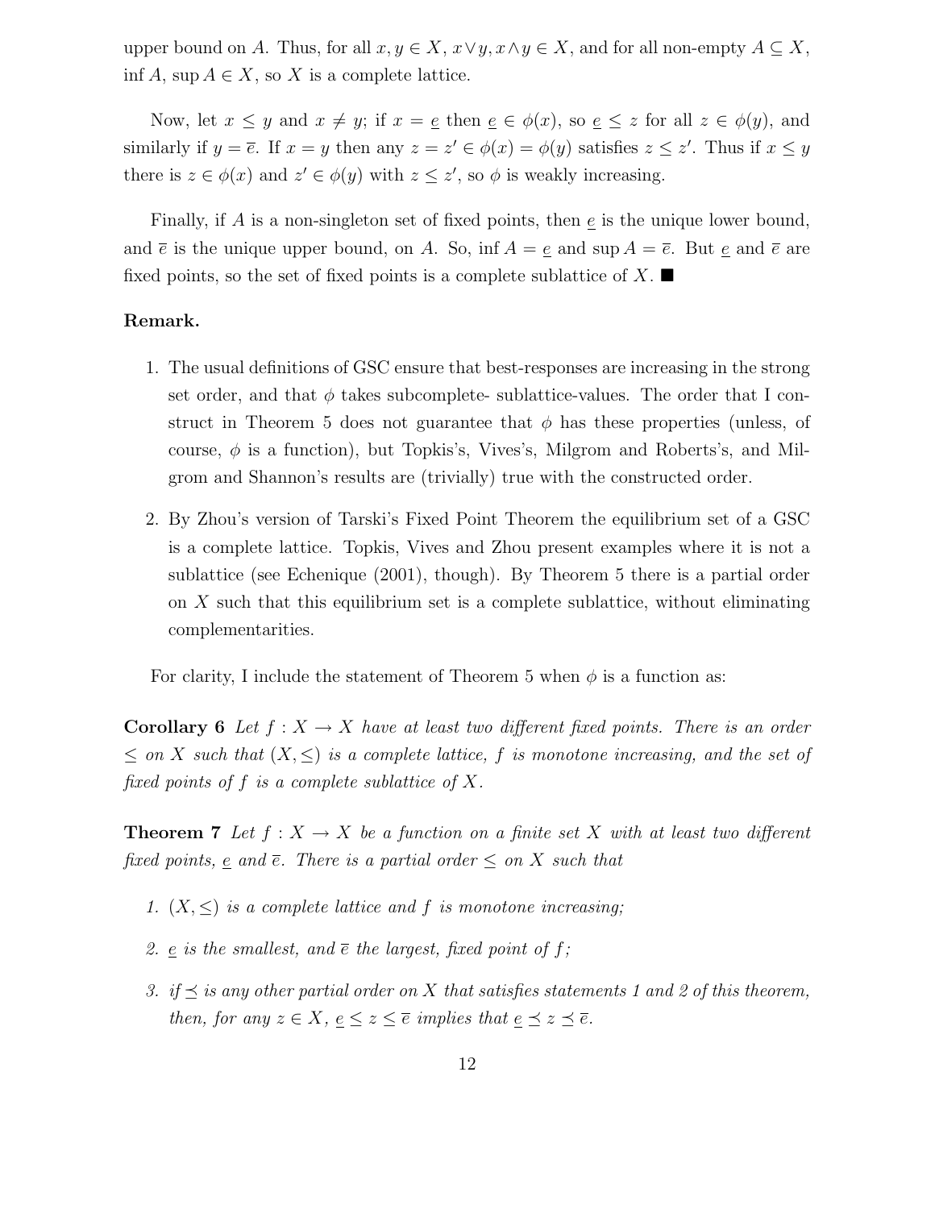upper bound on $A$. Thus, for all $x, y \in X$, $x \vee y, x \wedge y \in X$, and for all non-empty $A \subseteq X$, $\inf A$, $\sup A \in X$, so $X$ is a complete lattice.

Now, let $x \leq y$ and $x \neq y$; if $x = \underline{e}$ then $\underline{e} \in \phi(x)$, so $\underline{e} \leq z$ for all $z \in \phi(y)$, and similarly if $y = \overline{e}$. If $x = y$ then any $z = z' \in \phi(x) = \phi(y)$ satisfies $z \leq z'$. Thus if $x \leq y$ there is $z \in \phi(x)$ and $z' \in \phi(y)$ with $z \leq z'$, so $\phi$ is weakly increasing.

Finally, if $A$ is a non-singleton set of fixed points, then $\underline{e}$ is the unique lower bound, and $\overline{e}$ is the unique upper bound, on $A$. So, $\inf A = \underline{e}$ and $\sup A = \overline{e}$. But $\underline{e}$ and $\overline{e}$ are fixed points, so the set of fixed points is a complete sublattice of $X$. ■

**Remark.**

1. The usual definitions of GSC ensure that best-responses are increasing in the strong set order, and that $\phi$ takes subcomplete- sublattice-values. The order that I construct in Theorem 5 does not guarantee that $\phi$ has these properties (unless, of course, $\phi$ is a function), but Topkis's, Vives's, Milgrom and Roberts's, and Milgrom and Shannon's results are (trivially) true with the constructed order.
2. By Zhou's version of Tarski's Fixed Point Theorem the equilibrium set of a GSC is a complete lattice. Topkis, Vives and Zhou present examples where it is not a sublattice (see Echenique (2001), though). By Theorem 5 there is a partial order on $X$ such that this equilibrium set is a complete sublattice, without eliminating complementarities.

For clarity, I include the statement of Theorem 5 when $\phi$ is a function as:

**Corollary 6** *Let $f : X \to X$ have at least two different fixed points. There is an order $\leq$ on $X$ such that $(X, \leq)$ is a complete lattice, $f$ is monotone increasing, and the set of fixed points of $f$ is a complete sublattice of $X$.*

**Theorem 7** *Let $f : X \to X$ be a function on a finite set $X$ with at least two different fixed points, $\underline{e}$ and $\overline{e}$. There is a partial order $\leq$ on $X$ such that*

1. *$(X, \leq)$ is a complete lattice and $f$ is monotone increasing;*
2. *$\underline{e}$ is the smallest, and $\overline{e}$ the largest, fixed point of $f$;*
3. *if $\preceq$ is any other partial order on $X$ that satisfies statements 1 and 2 of this theorem, then, for any $z \in X$, $\underline{e} \leq z \leq \overline{e}$ implies that $\underline{e} \preceq z \preceq \overline{e}$.*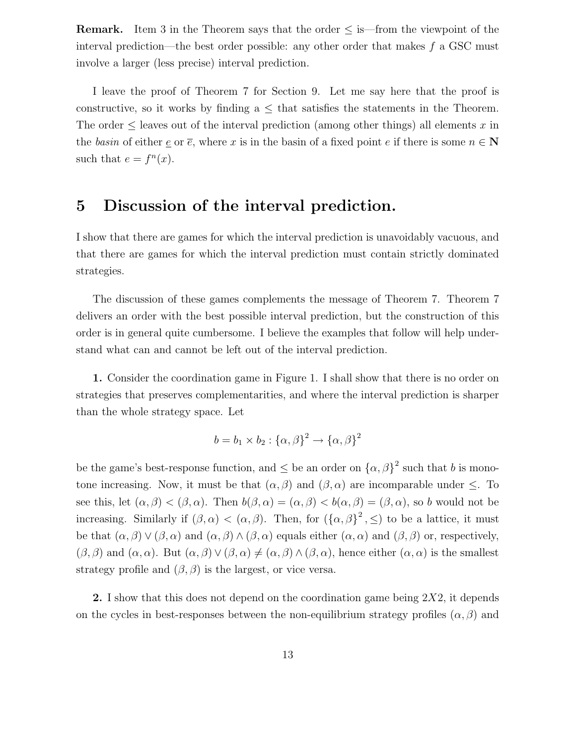**Remark.** Item 3 in the Theorem says that the order $\leq$ is—from the viewpoint of the interval prediction—the best order possible: any other order that makes $f$ a GSC must involve a larger (less precise) interval prediction.

I leave the proof of Theorem 7 for Section 9. Let me say here that the proof is constructive, so it works by finding a $\leq$ that satisfies the statements in the Theorem. The order $\leq$ leaves out of the interval prediction (among other things) all elements $x$ in the *basin* of either $\underline{e}$ or $\overline{e}$, where $x$ is in the basin of a fixed point $e$ if there is some $n \in \mathbf{N}$ such that $e = f^n(x)$.

# 5 Discussion of the interval prediction.

I show that there are games for which the interval prediction is unavoidably vacuous, and that there are games for which the interval prediction must contain strictly dominated strategies.

The discussion of these games complements the message of Theorem 7. Theorem 7 delivers an order with the best possible interval prediction, but the construction of this order is in general quite cumbersome. I believe the examples that follow will help understand what can and cannot be left out of the interval prediction.

**1.** Consider the coordination game in Figure 1. I shall show that there is no order on strategies that preserves complementarities, and where the interval prediction is sharper than the whole strategy space. Let

$$b = b_1 \times b_2 : \{\alpha, \beta\}^2 \to \{\alpha, \beta\}^2$$

be the game's best-response function, and $\leq$ be an order on $\{\alpha, \beta\}^2$ such that $b$ is monotone increasing. Now, it must be that $(\alpha, \beta)$ and $(\beta, \alpha)$ are incomparable under $\leq$. To see this, let $(\alpha, \beta) < (\beta, \alpha)$. Then $b(\beta, \alpha) = (\alpha, \beta) < b(\alpha, \beta) = (\beta, \alpha)$, so $b$ would not be increasing. Similarly if $(\beta, \alpha) < (\alpha, \beta)$. Then, for $(\{\alpha, \beta\}^2, \leq)$ to be a lattice, it must be that $(\alpha, \beta) \vee (\beta, \alpha)$ and $(\alpha, \beta) \wedge (\beta, \alpha)$ equals either $(\alpha, \alpha)$ and $(\beta, \beta)$ or, respectively, $(\beta, \beta)$ and $(\alpha, \alpha)$. But $(\alpha, \beta) \vee (\beta, \alpha) \neq (\alpha, \beta) \wedge (\beta, \alpha)$, hence either $(\alpha, \alpha)$ is the smallest strategy profile and $(\beta, \beta)$ is the largest, or vice versa.

**2.** I show that this does not depend on the coordination game being $2X2$, it depends on the cycles in best-responses between the non-equilibrium strategy profiles $(\alpha, \beta)$ and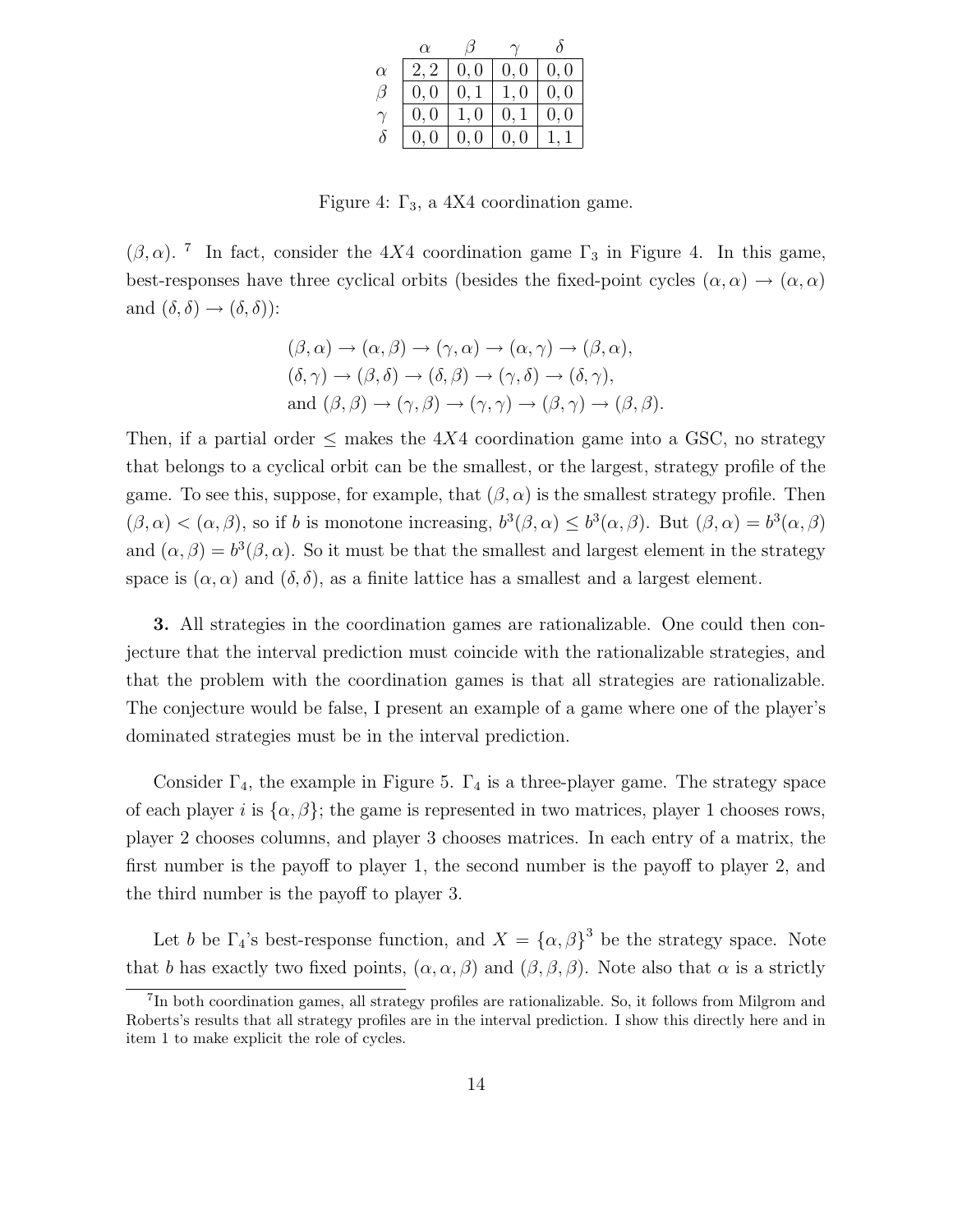| | $\alpha$ | $\beta$ | $\gamma$ | $\delta$ |
|---|---|---|---|---|
| $\alpha$ | 2, 2 | 0, 0 | 0, 0 | 0, 0 |
| $\beta$ | 0, 0 | 0, 1 | 1, 0 | 0, 0 |
| $\gamma$ | 0, 0 | 1, 0 | 0, 1 | 0, 0 |
| $\delta$ | 0, 0 | 0, 0 | 0, 0 | 1, 1 |

Figure 4: $\Gamma_3$, a 4X4 coordination game.

$(\beta, \alpha)$. [7] In fact, consider the $4X4$ coordination game $\Gamma_3$ in Figure 4. In this game, best-responses have three cyclical orbits (besides the fixed-point cycles $(\alpha, \alpha) \to (\alpha, \alpha)$ and $(\delta, \delta) \to (\delta, \delta)$):

$$
\begin{aligned}
&(\beta, \alpha) \to (\alpha, \beta) \to (\gamma, \alpha) \to (\alpha, \gamma) \to (\beta, \alpha), \\
&(\delta, \gamma) \to (\beta, \delta) \to (\delta, \beta) \to (\gamma, \delta) \to (\delta, \gamma), \\
&\text{and } (\beta, \beta) \to (\gamma, \beta) \to (\gamma, \gamma) \to (\beta, \gamma) \to (\beta, \beta).
\end{aligned}
$$

Then, if a partial order $\leq$ makes the $4X4$ coordination game into a GSC, no strategy that belongs to a cyclical orbit can be the smallest, or the largest, strategy profile of the game. To see this, suppose, for example, that $(\beta, \alpha)$ is the smallest strategy profile. Then $(\beta, \alpha) < (\alpha, \beta)$, so if $b$ is monotone increasing, $b^3(\beta, \alpha) \leq b^3(\alpha, \beta)$. But $(\beta, \alpha) = b^3(\alpha, \beta)$ and $(\alpha, \beta) = b^3(\beta, \alpha)$. So it must be that the smallest and largest element in the strategy space is $(\alpha, \alpha)$ and $(\delta, \delta)$, as a finite lattice has a smallest and a largest element.

**3.** All strategies in the coordination games are rationalizable. One could then conjecture that the interval prediction must coincide with the rationalizable strategies, and that the problem with the coordination games is that all strategies are rationalizable. The conjecture would be false, I present an example of a game where one of the player's dominated strategies must be in the interval prediction.

Consider $\Gamma_4$, the example in Figure 5. $\Gamma_4$ is a three-player game. The strategy space of each player $i$ is $\{\alpha, \beta\}$; the game is represented in two matrices, player 1 chooses rows, player 2 chooses columns, and player 3 chooses matrices. In each entry of a matrix, the first number is the payoff to player 1, the second number is the payoff to player 2, and the third number is the payoff to player 3.

Let $b$ be $\Gamma_4$'s best-response function, and $X = \{\alpha, \beta\}^3$ be the strategy space. Note that $b$ has exactly two fixed points, $(\alpha, \alpha, \beta)$ and $(\beta, \beta, \beta)$. Note also that $\alpha$ is a strictly

[7] In both coordination games, all strategy profiles are rationalizable. So, it follows from Milgrom and Roberts's results that all strategy profiles are in the interval prediction. I show this directly here and in item 1 to make explicit the role of cycles.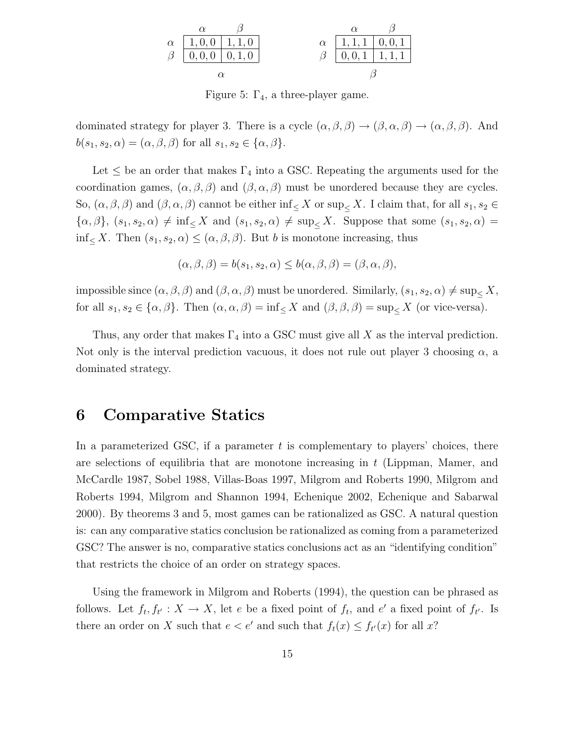|  | $\alpha$ | $\beta$ |
|---|---|---|
| $\alpha$ | 1, 0, 0 | 1, 1, 0 |
| $\beta$ | 0, 0, 0 | 0, 1, 0 |

$\alpha$

|  | $\alpha$ | $\beta$ |
|---|---|---|
| $\alpha$ | 1, 1, 1 | 0, 0, 1 |
| $\beta$ | 0, 0, 1 | 1, 1, 1 |

$\beta$

Figure 5: $\Gamma_4$, a three-player game.

dominated strategy for player 3. There is a cycle $(\alpha, \beta, \beta) \to (\beta, \alpha, \beta) \to (\alpha, \beta, \beta)$. And $b(s_1, s_2, \alpha) = (\alpha, \beta, \beta)$ for all $s_1, s_2 \in \{\alpha, \beta\}$.

Let $\leq$ be an order that makes $\Gamma_4$ into a GSC. Repeating the arguments used for the coordination games, $(\alpha, \beta, \beta)$ and $(\beta, \alpha, \beta)$ must be unordered because they are cycles. So, $(\alpha, \beta, \beta)$ and $(\beta, \alpha, \beta)$ cannot be either $\inf_{\leq} X$ or $\sup_{\leq} X$. I claim that, for all $s_1, s_2 \in \{\alpha, \beta\}$, $(s_1, s_2, \alpha) \neq \inf_{\leq} X$ and $(s_1, s_2, \alpha) \neq \sup_{\leq} X$. Suppose that some $(s_1, s_2, \alpha) = \inf_{\leq} X$. Then $(s_1, s_2, \alpha) \leq (\alpha, \beta, \beta)$. But $b$ is monotone increasing, thus

$$(\alpha, \beta, \beta) = b(s_1, s_2, \alpha) \leq b(\alpha, \beta, \beta) = (\beta, \alpha, \beta),$$

impossible since $(\alpha, \beta, \beta)$ and $(\beta, \alpha, \beta)$ must be unordered. Similarly, $(s_1, s_2, \alpha) \neq \sup_{\leq} X$, for all $s_1, s_2 \in \{\alpha, \beta\}$. Then $(\alpha, \alpha, \beta) = \inf_{\leq} X$ and $(\beta, \beta, \beta) = \sup_{\leq} X$ (or vice-versa).

Thus, any order that makes $\Gamma_4$ into a GSC must give all $X$ as the interval prediction. Not only is the interval prediction vacuous, it does not rule out player 3 choosing $\alpha$, a dominated strategy.

# 6 Comparative Statics

In a parameterized GSC, if a parameter $t$ is complementary to players' choices, there are selections of equilibria that are monotone increasing in $t$ (Lippman, Mamer, and McCardle 1987, Sobel 1988, Villas-Boas 1997, Milgrom and Roberts 1990, Milgrom and Roberts 1994, Milgrom and Shannon 1994, Echenique 2002, Echenique and Sabarwal 2000). By theorems 3 and 5, most games can be rationalized as GSC. A natural question is: can any comparative statics conclusion be rationalized as coming from a parameterized GSC? The answer is no, comparative statics conclusions act as an "identifying condition" that restricts the choice of an order on strategy spaces.

Using the framework in Milgrom and Roberts (1994), the question can be phrased as follows. Let $f_t, f_{t'} : X \to X$, let $e$ be a fixed point of $f_t$, and $e'$ a fixed point of $f_{t'}$. Is there an order on $X$ such that $e < e'$ and such that $f_t(x) \leq f_{t'}(x)$ for all $x$?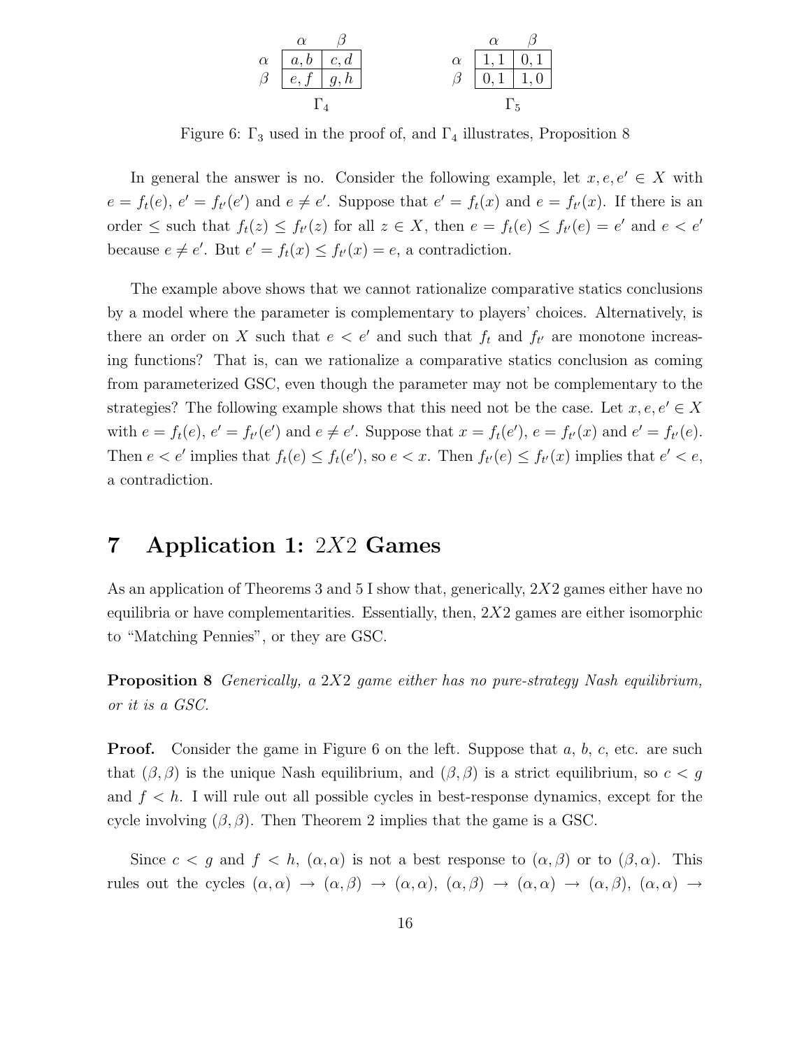|  | $\alpha$ | $\beta$ |
|---|---|---|
| $\alpha$ | $a, b$ | $c, d$ |
| $\beta$ | $e, f$ | $g, h$ |

$\Gamma_4$

|  | $\alpha$ | $\beta$ |
|---|---|---|
| $\alpha$ | $1, 1$ | $0, 1$ |
| $\beta$ | $0, 1$ | $1, 0$ |

$\Gamma_5$

Figure 6: $\Gamma_3$ used in the proof of, and $\Gamma_4$ illustrates, Proposition 8

In general the answer is no. Consider the following example, let $x, e, e' \in X$ with $e = f_t(e)$, $e' = f_{t'}(e')$ and $e \neq e'$. Suppose that $e' = f_t(x)$ and $e = f_{t'}(x)$. If there is an order $\leq$ such that $f_t(z) \leq f_{t'}(z)$ for all $z \in X$, then $e = f_t(e) \leq f_{t'}(e) = e'$ and $e < e'$ because $e \neq e'$. But $e' = f_t(x) \leq f_{t'}(x) = e$, a contradiction.

The example above shows that we cannot rationalize comparative statics conclusions by a model where the parameter is complementary to players' choices. Alternatively, is there an order on $X$ such that $e < e'$ and such that $f_t$ and $f_{t'}$ are monotone increasing functions? That is, can we rationalize a comparative statics conclusion as coming from parameterized GSC, even though the parameter may not be complementary to the strategies? The following example shows that this need not be the case. Let $x, e, e' \in X$ with $e = f_t(e)$, $e' = f_{t'}(e')$ and $e \neq e'$. Suppose that $x = f_t(e')$, $e = f_{t'}(x)$ and $e' = f_{t'}(e)$. Then $e < e'$ implies that $f_t(e) \leq f_t(e')$, so $e < x$. Then $f_{t'}(e) \leq f_{t'}(x)$ implies that $e' < e$, a contradiction.

# 7 Application 1: $2X2$ Games

As an application of Theorems 3 and 5 I show that, generically, $2X2$ games either have no equilibria or have complementarities. Essentially, then, $2X2$ games are either isomorphic to "Matching Pennies", or they are GSC.

**Proposition 8** *Generically, a $2X2$ game either has no pure-strategy Nash equilibrium, or it is a GSC.*

**Proof.** Consider the game in Figure 6 on the left. Suppose that $a$, $b$, $c$, etc. are such that $(\beta, \beta)$ is the unique Nash equilibrium, and $(\beta, \beta)$ is a strict equilibrium, so $c < g$ and $f < h$. I will rule out all possible cycles in best-response dynamics, except for the cycle involving $(\beta, \beta)$. Then Theorem 2 implies that the game is a GSC.

Since $c < g$ and $f < h$, $(\alpha, \alpha)$ is not a best response to $(\alpha, \beta)$ or to $(\beta, \alpha)$. This rules out the cycles $(\alpha, \alpha) \to (\alpha, \beta) \to (\alpha, \alpha)$, $(\alpha, \beta) \to (\alpha, \alpha) \to (\alpha, \beta)$, $(\alpha, \alpha) \to$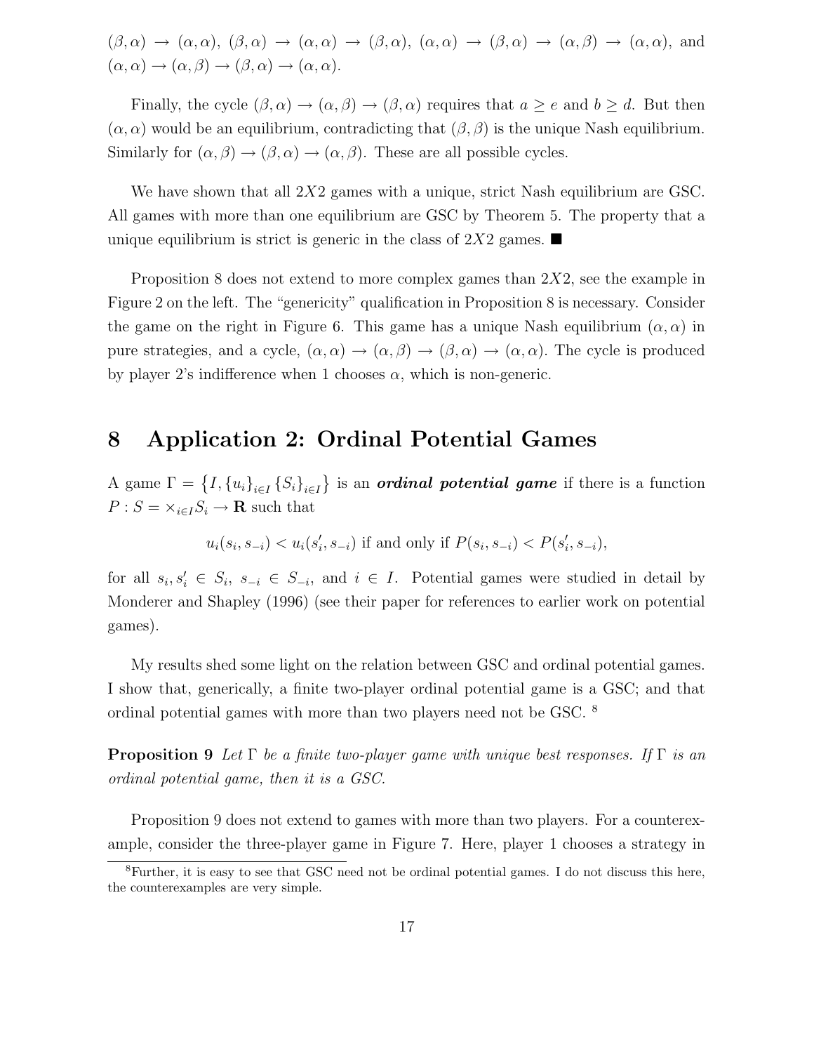$(\beta, \alpha) \rightarrow (\alpha, \alpha)$, $(\beta, \alpha) \rightarrow (\alpha, \alpha) \rightarrow (\beta, \alpha)$, $(\alpha, \alpha) \rightarrow (\beta, \alpha) \rightarrow (\alpha, \beta) \rightarrow (\alpha, \alpha)$, and $(\alpha, \alpha) \rightarrow (\alpha, \beta) \rightarrow (\beta, \alpha) \rightarrow (\alpha, \alpha)$.

Finally, the cycle $(\beta, \alpha) \rightarrow (\alpha, \beta) \rightarrow (\beta, \alpha)$ requires that $a \geq e$ and $b \geq d$. But then $(\alpha, \alpha)$ would be an equilibrium, contradicting that $(\beta, \beta)$ is the unique Nash equilibrium. Similarly for $(\alpha, \beta) \rightarrow (\beta, \alpha) \rightarrow (\alpha, \beta)$. These are all possible cycles.

We have shown that all $2X2$ games with a unique, strict Nash equilibrium are GSC. All games with more than one equilibrium are GSC by Theorem 5. The property that a unique equilibrium is strict is generic in the class of $2X2$ games. ■

Proposition 8 does not extend to more complex games than $2X2$, see the example in Figure 2 on the left. The "genericity" qualification in Proposition 8 is necessary. Consider the game on the right in Figure 6. This game has a unique Nash equilibrium $(\alpha, \alpha)$ in pure strategies, and a cycle, $(\alpha, \alpha) \rightarrow (\alpha, \beta) \rightarrow (\beta, \alpha) \rightarrow (\alpha, \alpha)$. The cycle is produced by player 2's indifference when 1 chooses $\alpha$, which is non-generic.

# 8 Application 2: Ordinal Potential Games

A game $\Gamma = \left\{I, \{u_i\}_{i \in I} \{S_i\}_{i \in I}\right\}$ is an ***ordinal potential game*** if there is a function $P : S = \times_{i \in I} S_i \rightarrow \mathbf{R}$ such that

$$u_i(s_i, s_{-i}) < u_i(s_i', s_{-i}) \text{ if and only if } P(s_i, s_{-i}) < P(s_i', s_{-i}),$$

for all $s_i, s_i' \in S_i$, $s_{-i} \in S_{-i}$, and $i \in I$. Potential games were studied in detail by Monderer and Shapley (1996) (see their paper for references to earlier work on potential games).

My results shed some light on the relation between GSC and ordinal potential games. I show that, generically, a finite two-player ordinal potential game is a GSC; and that ordinal potential games with more than two players need not be GSC. [8]

**Proposition 9** *Let $\Gamma$ be a finite two-player game with unique best responses. If $\Gamma$ is an ordinal potential game, then it is a GSC.*

Proposition 9 does not extend to games with more than two players. For a counterexample, consider the three-player game in Figure 7. Here, player 1 chooses a strategy in

[8] Further, it is easy to see that GSC need not be ordinal potential games. I do not discuss this here, the counterexamples are very simple.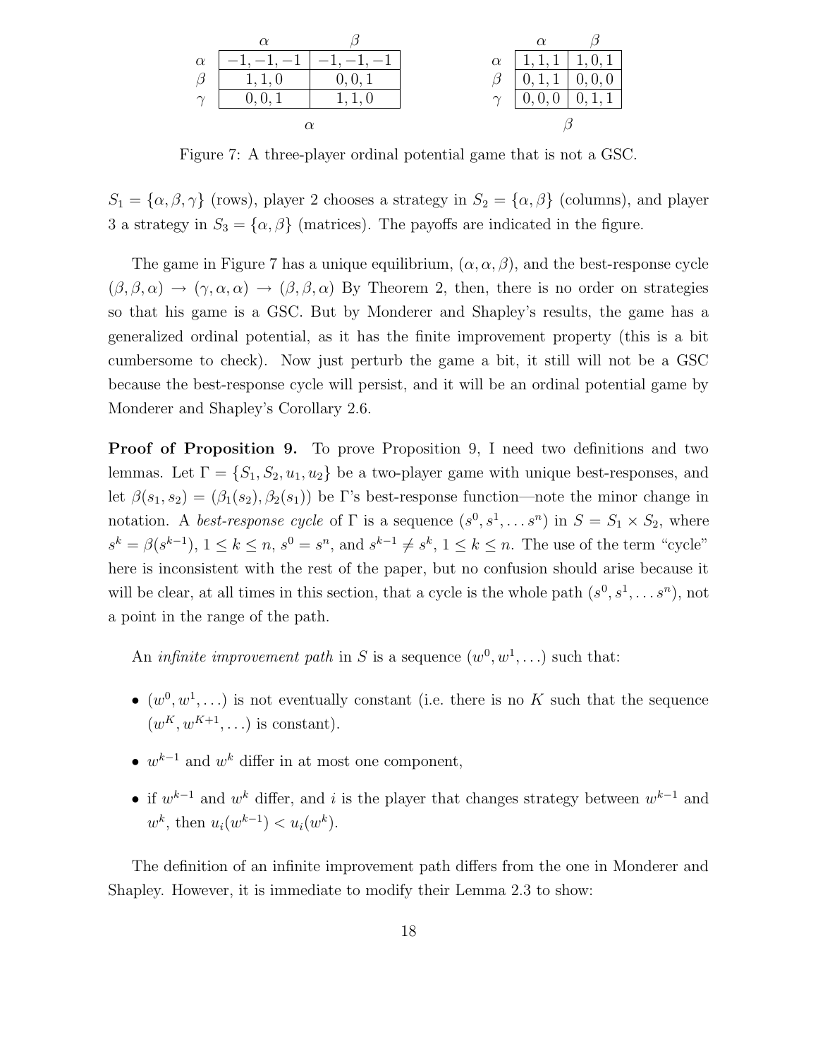| | $\alpha$ | $\beta$ |
|---|---|---|
| $\alpha$ | $-1,-1,-1$ | $-1,-1,-1$ |
| $\beta$ | $1,1,0$ | $0,0,1$ |
| $\gamma$ | $0,0,1$ | $1,1,0$ |
| | $\alpha$ | |

| | $\alpha$ | $\beta$ |
|---|---|---|
| $\alpha$ | $1,1,1$ | $1,0,1$ |
| $\beta$ | $0,1,1$ | $0,0,0$ |
| $\gamma$ | $0,0,0$ | $0,1,1$ |
| | $\beta$ | |

Figure 7: A three-player ordinal potential game that is not a GSC.

$S_1 = \{\alpha, \beta, \gamma\}$ (rows), player 2 chooses a strategy in $S_2 = \{\alpha, \beta\}$ (columns), and player 3 a strategy in $S_3 = \{\alpha, \beta\}$ (matrices). The payoffs are indicated in the figure.

The game in Figure 7 has a unique equilibrium, $(\alpha, \alpha, \beta)$, and the best-response cycle $(\beta, \beta, \alpha) \rightarrow (\gamma, \alpha, \alpha) \rightarrow (\beta, \beta, \alpha)$ By Theorem 2, then, there is no order on strategies so that his game is a GSC. But by Monderer and Shapley's results, the game has a generalized ordinal potential, as it has the finite improvement property (this is a bit cumbersome to check). Now just perturb the game a bit, it still will not be a GSC because the best-response cycle will persist, and it will be an ordinal potential game by Monderer and Shapley's Corollary 2.6.

**Proof of Proposition 9.** To prove Proposition 9, I need two definitions and two lemmas. Let $\Gamma = \{S_1, S_2, u_1, u_2\}$ be a two-player game with unique best-responses, and let $\beta(s_1, s_2) = (\beta_1(s_2), \beta_2(s_1))$ be $\Gamma$'s best-response function—note the minor change in notation. A *best-response cycle* of $\Gamma$ is a sequence $(s^0, s^1, \ldots s^n)$ in $S = S_1 \times S_2$, where $s^k = \beta(s^{k-1})$, $1 \leq k \leq n$, $s^0 = s^n$, and $s^{k-1} \neq s^k$, $1 \leq k \leq n$. The use of the term "cycle" here is inconsistent with the rest of the paper, but no confusion should arise because it will be clear, at all times in this section, that a cycle is the whole path $(s^0, s^1, \ldots s^n)$, not a point in the range of the path.

An *infinite improvement path* in $S$ is a sequence $(w^0, w^1, \ldots)$ such that:

- $(w^0, w^1, \ldots)$ is not eventually constant (i.e. there is no $K$ such that the sequence $(w^K, w^{K+1}, \ldots)$ is constant).
- $w^{k-1}$ and $w^k$ differ in at most one component,
- if $w^{k-1}$ and $w^k$ differ, and $i$ is the player that changes strategy between $w^{k-1}$ and $w^k$, then $u_i(w^{k-1}) < u_i(w^k)$.

The definition of an infinite improvement path differs from the one in Monderer and Shapley. However, it is immediate to modify their Lemma 2.3 to show: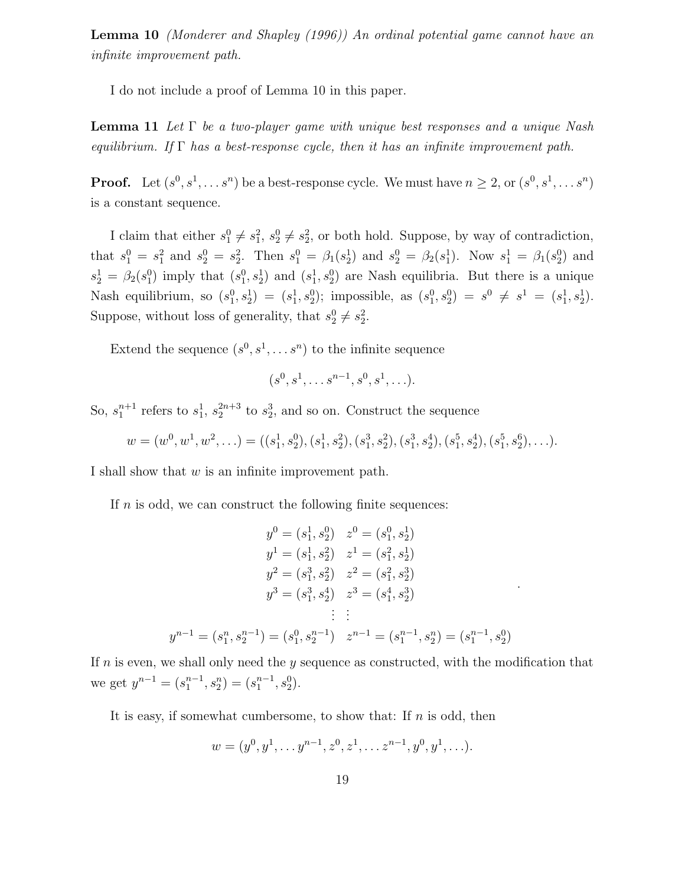**Lemma 10** *(Monderer and Shapley (1996)) An ordinal potential game cannot have an infinite improvement path.*

I do not include a proof of Lemma 10 in this paper.

**Lemma 11** *Let $\Gamma$ be a two-player game with unique best responses and a unique Nash equilibrium. If $\Gamma$ has a best-response cycle, then it has an infinite improvement path.*

**Proof.** Let $(s^0, s^1, \ldots s^n)$ be a best-response cycle. We must have $n \geq 2$, or $(s^0, s^1, \ldots s^n)$ is a constant sequence.

I claim that either $s_1^0 \neq s_1^2$, $s_2^0 \neq s_2^2$, or both hold. Suppose, by way of contradiction, that $s_1^0 = s_1^2$ and $s_2^0 = s_2^2$. Then $s_1^0 = \beta_1(s_2^1)$ and $s_2^0 = \beta_2(s_1^1)$. Now $s_1^1 = \beta_1(s_2^0)$ and $s_2^1 = \beta_2(s_1^0)$ imply that $(s_1^0, s_2^1)$ and $(s_1^1, s_2^0)$ are Nash equilibria. But there is a unique Nash equilibrium, so $(s_1^0, s_2^1) = (s_1^1, s_2^0)$; impossible, as $(s_1^0, s_2^0) = s^0 \neq s^1 = (s_1^1, s_2^1)$. Suppose, without loss of generality, that $s_2^0 \neq s_2^2$.

Extend the sequence $(s^0, s^1, \ldots s^n)$ to the infinite sequence

$$(s^0, s^1, \ldots s^{n-1}, s^0, s^1, \ldots).$$

So, $s_1^{n+1}$ refers to $s_1^1$, $s_2^{2n+3}$ to $s_2^3$, and so on. Construct the sequence

$$w = (w^0, w^1, w^2, \ldots) = ((s_1^1, s_2^0), (s_1^1, s_2^2), (s_1^3, s_2^2), (s_1^3, s_2^4), (s_1^5, s_2^4), (s_1^5, s_2^6), \ldots).$$

I shall show that $w$ is an infinite improvement path.

If $n$ is odd, we can construct the following finite sequences:

$$\begin{array}{ll} y^0 = (s_1^1, s_2^0) & z^0 = (s_1^0, s_2^1) \\ y^1 = (s_1^1, s_2^2) & z^1 = (s_1^2, s_2^1) \\ y^2 = (s_1^3, s_2^2) & z^2 = (s_1^2, s_2^3) \\ y^3 = (s_1^3, s_2^4) & z^3 = (s_1^4, s_2^3) \\ \vdots & \vdots \\ y^{n-1} = (s_1^n, s_2^{n-1}) = (s_1^0, s_2^{n-1}) & z^{n-1} = (s_1^{n-1}, s_2^n) = (s_1^{n-1}, s_2^0) \end{array}.$$

If $n$ is even, we shall only need the $y$ sequence as constructed, with the modification that we get $y^{n-1} = (s_1^{n-1}, s_2^n) = (s_1^{n-1}, s_2^0)$.

It is easy, if somewhat cumbersome, to show that: If $n$ is odd, then

$$w = (y^0, y^1, \ldots y^{n-1}, z^0, z^1, \ldots z^{n-1}, y^0, y^1, \ldots).$$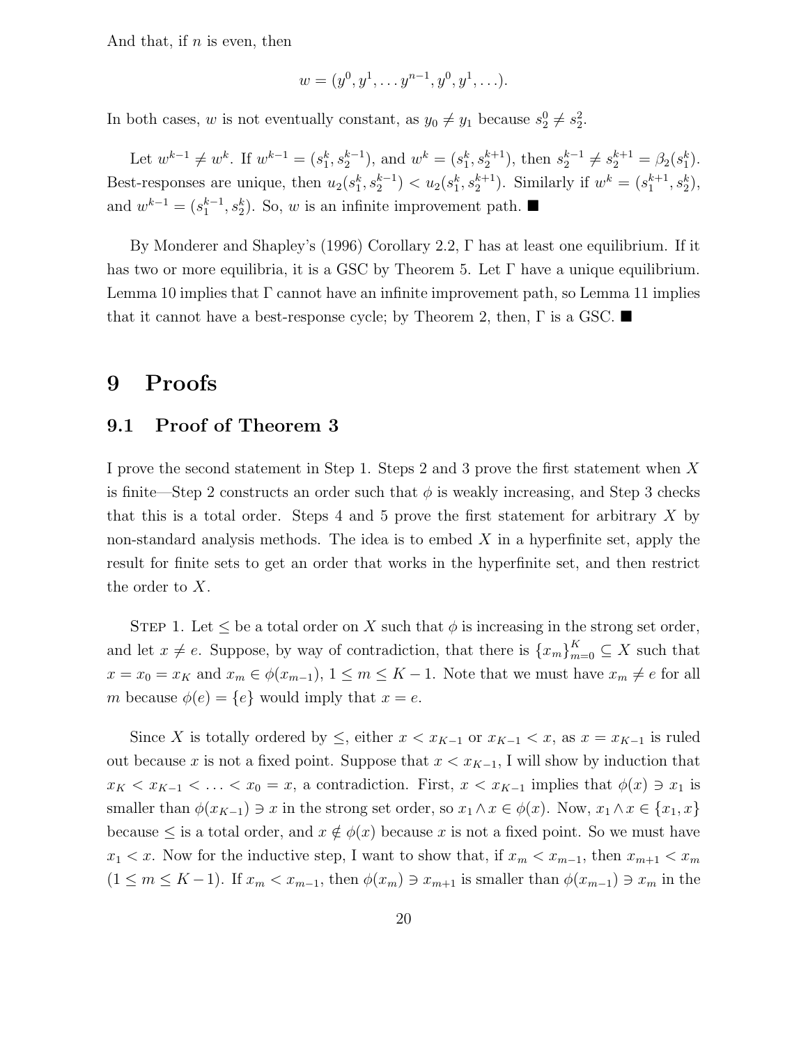And that, if $n$ is even, then

$$w = (y^0, y^1, \ldots y^{n-1}, y^0, y^1, \ldots).$$

In both cases, $w$ is not eventually constant, as $y_0 \neq y_1$ because $s_2^0 \neq s_2^2$.

Let $w^{k-1} \neq w^k$. If $w^{k-1} = (s_1^k, s_2^{k-1})$, and $w^k = (s_1^k, s_2^{k+1})$, then $s_2^{k-1} \neq s_2^{k+1} = \beta_2(s_1^k)$. Best-responses are unique, then $u_2(s_1^k, s_2^{k-1}) < u_2(s_1^k, s_2^{k+1})$. Similarly if $w^k = (s_1^{k+1}, s_2^k)$, and $w^{k-1} = (s_1^{k-1}, s_2^k)$. So, $w$ is an infinite improvement path. ■

By Monderer and Shapley's (1996) Corollary 2.2, $\Gamma$ has at least one equilibrium. If it has two or more equilibria, it is a GSC by Theorem 5. Let $\Gamma$ have a unique equilibrium. Lemma 10 implies that $\Gamma$ cannot have an infinite improvement path, so Lemma 11 implies that it cannot have a best-response cycle; by Theorem 2, then, $\Gamma$ is a GSC. ■

# 9 Proofs

## 9.1 Proof of Theorem 3

I prove the second statement in Step 1. Steps 2 and 3 prove the first statement when $X$ is finite—Step 2 constructs an order such that $\phi$ is weakly increasing, and Step 3 checks that this is a total order. Steps 4 and 5 prove the first statement for arbitrary $X$ by non-standard analysis methods. The idea is to embed $X$ in a hyperfinite set, apply the result for finite sets to get an order that works in the hyperfinite set, and then restrict the order to $X$.

STEP 1. Let $\leq$ be a total order on $X$ such that $\phi$ is increasing in the strong set order, and let $x \neq e$. Suppose, by way of contradiction, that there is $\{x_m\}_{m=0}^K \subseteq X$ such that $x = x_0 = x_K$ and $x_m \in \phi(x_{m-1})$, $1 \leq m \leq K-1$. Note that we must have $x_m \neq e$ for all $m$ because $\phi(e) = \{e\}$ would imply that $x = e$.

Since $X$ is totally ordered by $\leq$, either $x < x_{K-1}$ or $x_{K-1} < x$, as $x = x_{K-1}$ is ruled out because $x$ is not a fixed point. Suppose that $x < x_{K-1}$, I will show by induction that $x_K < x_{K-1} < \ldots < x_0 = x$, a contradiction. First, $x < x_{K-1}$ implies that $\phi(x) \ni x_1$ is smaller than $\phi(x_{K-1}) \ni x$ in the strong set order, so $x_1 \wedge x \in \phi(x)$. Now, $x_1 \wedge x \in \{x_1, x\}$ because $\leq$ is a total order, and $x \notin \phi(x)$ because $x$ is not a fixed point. So we must have $x_1 < x$. Now for the inductive step, I want to show that, if $x_m < x_{m-1}$, then $x_{m+1} < x_m$ $(1 \leq m \leq K-1)$. If $x_m < x_{m-1}$, then $\phi(x_m) \ni x_{m+1}$ is smaller than $\phi(x_{m-1}) \ni x_m$ in the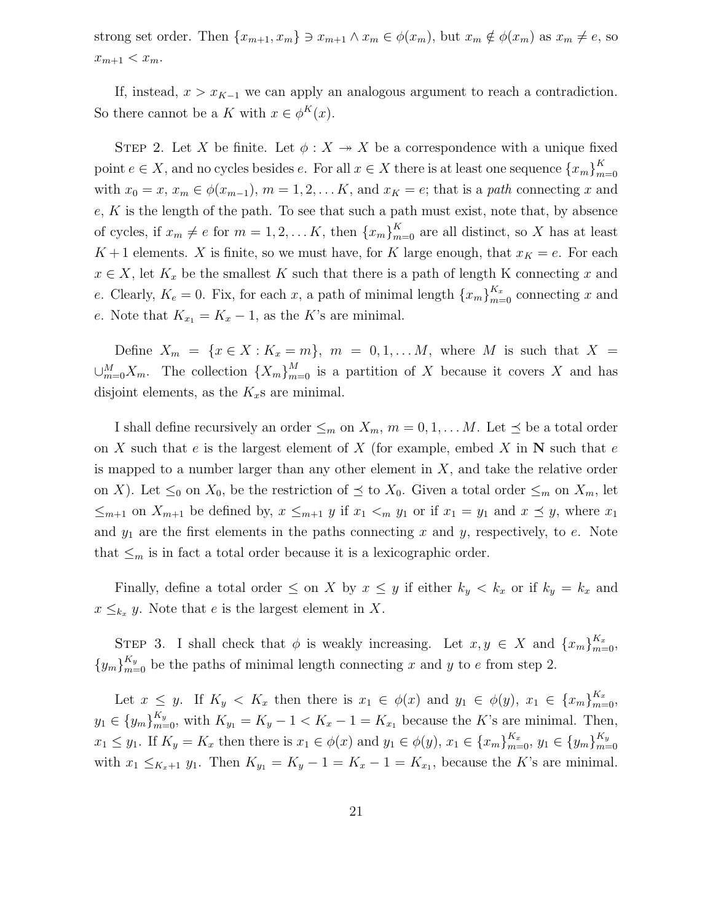strong set order. Then $\{x_{m+1}, x_m\} \ni x_{m+1} \wedge x_m \in \phi(x_m)$, but $x_m \notin \phi(x_m)$ as $x_m \neq e$, so $x_{m+1} < x_m$.

If, instead, $x > x_{K-1}$ we can apply an analogous argument to reach a contradiction. So there cannot be a $K$ with $x \in \phi^K(x)$.

Step 2. Let $X$ be finite. Let $\phi : X \twoheadrightarrow X$ be a correspondence with a unique fixed point $e \in X$, and no cycles besides $e$. For all $x \in X$ there is at least one sequence $\{x_m\}_{m=0}^K$ with $x_0 = x$, $x_m \in \phi(x_{m-1})$, $m = 1, 2, \ldots K$, and $x_K = e$; that is a *path* connecting $x$ and $e$, $K$ is the length of the path. To see that such a path must exist, note that, by absence of cycles, if $x_m \neq e$ for $m = 1, 2, \ldots K$, then $\{x_m\}_{m=0}^K$ are all distinct, so $X$ has at least $K+1$ elements. $X$ is finite, so we must have, for $K$ large enough, that $x_K = e$. For each $x \in X$, let $K_x$ be the smallest $K$ such that there is a path of length K connecting $x$ and $e$. Clearly, $K_e = 0$. Fix, for each $x$, a path of minimal length $\{x_m\}_{m=0}^{K_x}$ connecting $x$ and $e$. Note that $K_{x_1} = K_x - 1$, as the $K$'s are minimal.

Define $X_m = \{x \in X : K_x = m\}$, $m = 0, 1, \ldots M$, where $M$ is such that $X = \cup_{m=0}^M X_m$. The collection $\{X_m\}_{m=0}^M$ is a partition of $X$ because it covers $X$ and has disjoint elements, as the $K_x$s are minimal.

I shall define recursively an order $\leq_m$ on $X_m$, $m = 0, 1, \ldots M$. Let $\preceq$ be a total order on $X$ such that $e$ is the largest element of $X$ (for example, embed $X$ in $\mathbf{N}$ such that $e$ is mapped to a number larger than any other element in $X$, and take the relative order on $X$). Let $\leq_0$ on $X_0$, be the restriction of $\preceq$ to $X_0$. Given a total order $\leq_m$ on $X_m$, let $\leq_{m+1}$ on $X_{m+1}$ be defined by, $x \leq_{m+1} y$ if $x_1 <_m y_1$ or if $x_1 = y_1$ and $x \preceq y$, where $x_1$ and $y_1$ are the first elements in the paths connecting $x$ and $y$, respectively, to $e$. Note that $\leq_m$ is in fact a total order because it is a lexicographic order.

Finally, define a total order $\leq$ on $X$ by $x \leq y$ if either $k_y < k_x$ or if $k_y = k_x$ and $x \leq_{k_x} y$. Note that $e$ is the largest element in $X$.

Step 3. I shall check that $\phi$ is weakly increasing. Let $x, y \in X$ and $\{x_m\}_{m=0}^{K_x}$, $\{y_m\}_{m=0}^{K_y}$ be the paths of minimal length connecting $x$ and $y$ to $e$ from step 2.

Let $x \leq y$. If $K_y < K_x$ then there is $x_1 \in \phi(x)$ and $y_1 \in \phi(y)$, $x_1 \in \{x_m\}_{m=0}^{K_x}$, $y_1 \in \{y_m\}_{m=0}^{K_y}$, with $K_{y_1} = K_y - 1 < K_x - 1 = K_{x_1}$ because the $K$'s are minimal. Then, $x_1 \leq y_1$. If $K_y = K_x$ then there is $x_1 \in \phi(x)$ and $y_1 \in \phi(y)$, $x_1 \in \{x_m\}_{m=0}^{K_x}$, $y_1 \in \{y_m\}_{m=0}^{K_y}$ with $x_1 \leq_{K_x+1} y_1$. Then $K_{y_1} = K_y - 1 = K_x - 1 = K_{x_1}$, because the $K$'s are minimal.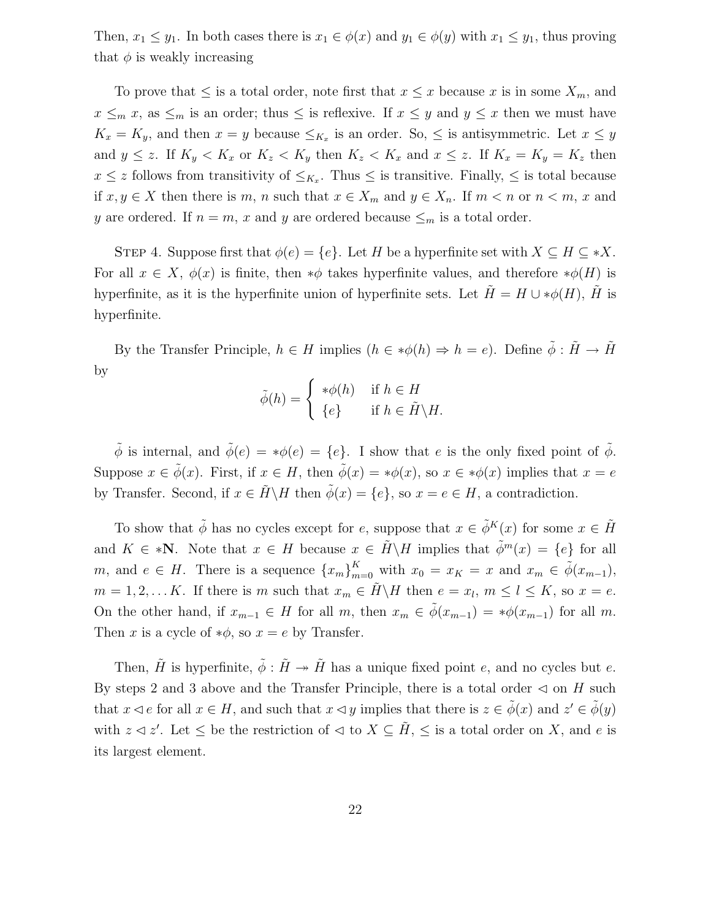Then, $x_1 \leq y_1$. In both cases there is $x_1 \in \phi(x)$ and $y_1 \in \phi(y)$ with $x_1 \leq y_1$, thus proving that $\phi$ is weakly increasing

To prove that $\leq$ is a total order, note first that $x \leq x$ because $x$ is in some $X_m$, and $x \leq_m x$, as $\leq_m$ is an order; thus $\leq$ is reflexive. If $x \leq y$ and $y \leq x$ then we must have $K_x = K_y$, and then $x = y$ because $\leq_{K_x}$ is an order. So, $\leq$ is antisymmetric. Let $x \leq y$ and $y \leq z$. If $K_y < K_x$ or $K_z < K_y$ then $K_z < K_x$ and $x \leq z$. If $K_x = K_y = K_z$ then $x \leq z$ follows from transitivity of $\leq_{K_x}$. Thus $\leq$ is transitive. Finally, $\leq$ is total because if $x, y \in X$ then there is $m$, $n$ such that $x \in X_m$ and $y \in X_n$. If $m < n$ or $n < m$, $x$ and $y$ are ordered. If $n = m$, $x$ and $y$ are ordered because $\leq_m$ is a total order.

STEP 4. Suppose first that $\phi(e) = \{e\}$. Let $H$ be a hyperfinite set with $X \subseteq H \subseteq *X$. For all $x \in X$, $\phi(x)$ is finite, then $*\phi$ takes hyperfinite values, and therefore $*\phi(H)$ is hyperfinite, as it is the hyperfinite union of hyperfinite sets. Let $\tilde{H} = H \cup *\phi(H)$, $\tilde{H}$ is hyperfinite.

By the Transfer Principle, $h \in H$ implies $(h \in *\phi(h) \Rightarrow h = e)$. Define $\tilde{\phi} : \tilde{H} \to \tilde{H}$ by

$$\tilde{\phi}(h) = \begin{cases} *\phi(h) & \text{if } h \in H \\ \{e\} & \text{if } h \in \tilde{H} \backslash H. \end{cases}$$

$\tilde{\phi}$ is internal, and $\tilde{\phi}(e) = *\phi(e) = \{e\}$. I show that $e$ is the only fixed point of $\tilde{\phi}$. Suppose $x \in \tilde{\phi}(x)$. First, if $x \in H$, then $\tilde{\phi}(x) = *\phi(x)$, so $x \in *\phi(x)$ implies that $x = e$ by Transfer. Second, if $x \in \tilde{H} \backslash H$ then $\tilde{\phi}(x) = \{e\}$, so $x = e \in H$, a contradiction.

To show that $\tilde{\phi}$ has no cycles except for $e$, suppose that $x \in \tilde{\phi}^K(x)$ for some $x \in \tilde{H}$ and $K \in *\mathbf{N}$. Note that $x \in H$ because $x \in \tilde{H} \backslash H$ implies that $\tilde{\phi}^m(x) = \{e\}$ for all $m$, and $e \in H$. There is a sequence $\{x_m\}_{m=0}^{K}$ with $x_0 = x_K = x$ and $x_m \in \tilde{\phi}(x_{m-1})$, $m = 1, 2, \ldots K$. If there is $m$ such that $x_m \in \tilde{H} \backslash H$ then $e = x_l$, $m \leq l \leq K$, so $x = e$. On the other hand, if $x_{m-1} \in H$ for all $m$, then $x_m \in \tilde{\phi}(x_{m-1}) = *\phi(x_{m-1})$ for all $m$. Then $x$ is a cycle of $*\phi$, so $x = e$ by Transfer.

Then, $\tilde{H}$ is hyperfinite, $\tilde{\phi} : \tilde{H} \twoheadrightarrow \tilde{H}$ has a unique fixed point $e$, and no cycles but $e$. By steps 2 and 3 above and the Transfer Principle, there is a total order $\lhd$ on $H$ such that $x \lhd e$ for all $x \in H$, and such that $x \lhd y$ implies that there is $z \in \tilde{\phi}(x)$ and $z' \in \tilde{\phi}(y)$ with $z \lhd z'$. Let $\leq$ be the restriction of $\lhd$ to $X \subseteq \tilde{H}$, $\leq$ is a total order on $X$, and $e$ is its largest element.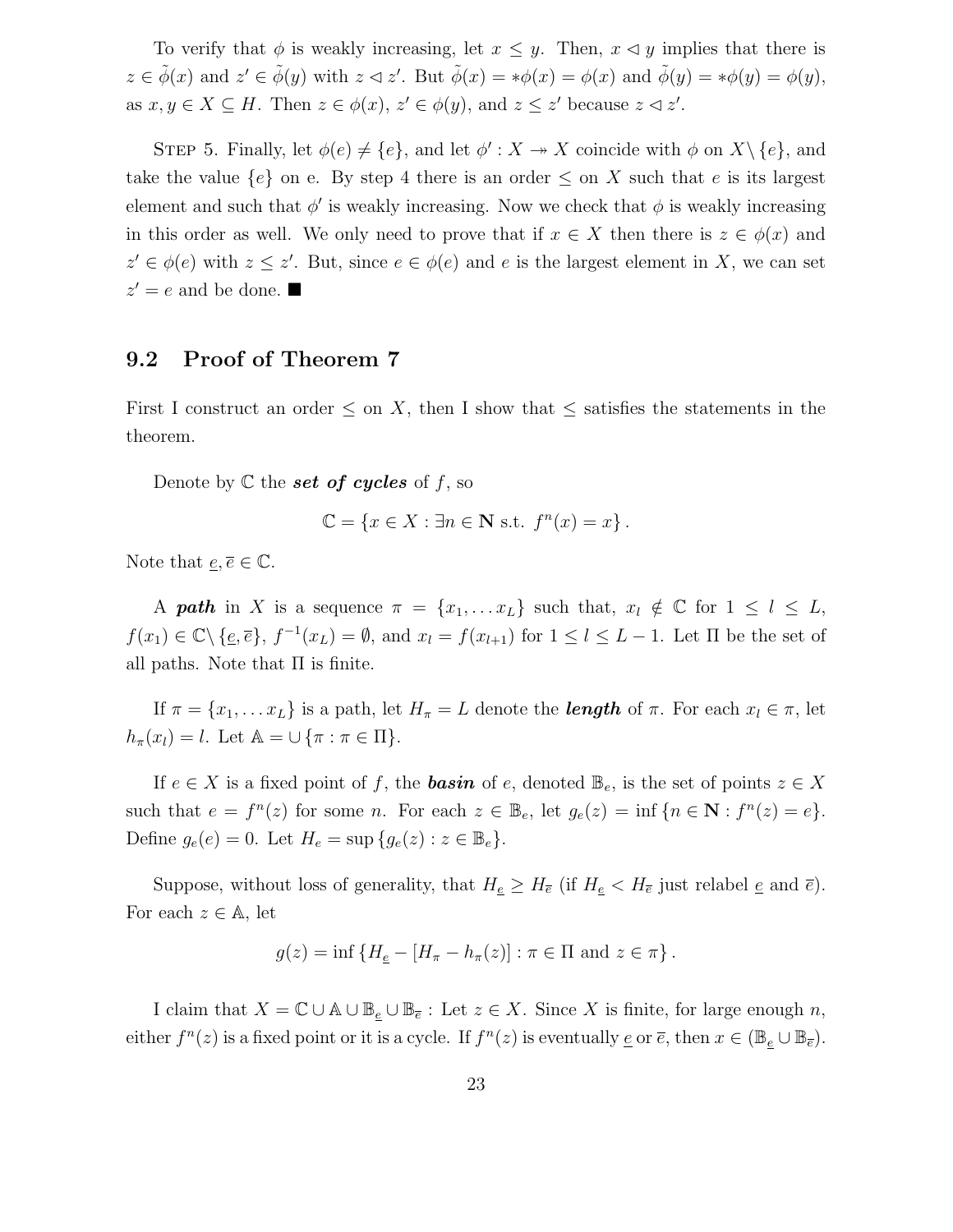To verify that $\phi$ is weakly increasing, let $x \leq y$. Then, $x \lhd y$ implies that there is $z \in \tilde{\phi}(x)$ and $z' \in \tilde{\phi}(y)$ with $z \lhd z'$. But $\tilde{\phi}(x) = *\phi(x) = \phi(x)$ and $\tilde{\phi}(y) = *\phi(y) = \phi(y)$, as $x, y \in X \subseteq H$. Then $z \in \phi(x)$, $z' \in \phi(y)$, and $z \leq z'$ because $z \lhd z'$.

Step 5. Finally, let $\phi(e) \neq \{e\}$, and let $\phi' : X \twoheadrightarrow X$ coincide with $\phi$ on $X \setminus \{e\}$, and take the value $\{e\}$ on e. By step 4 there is an order $\leq$ on $X$ such that $e$ is its largest element and such that $\phi'$ is weakly increasing. Now we check that $\phi$ is weakly increasing in this order as well. We only need to prove that if $x \in X$ then there is $z \in \phi(x)$ and $z' \in \phi(e)$ with $z \leq z'$. But, since $e \in \phi(e)$ and $e$ is the largest element in $X$, we can set $z' = e$ and be done. ■

## 9.2 Proof of Theorem 7

First I construct an order $\leq$ on $X$, then I show that $\leq$ satisfies the statements in the theorem.

Denote by $\mathbb{C}$ the ***set of cycles*** of $f$, so

$$\mathbb{C} = \{x \in X : \exists n \in \mathbf{N} \text{ s.t. } f^n(x) = x\}.$$

Note that $\underline{e}, \overline{e} \in \mathbb{C}$.

A ***path*** in $X$ is a sequence $\pi = \{x_1, \ldots x_L\}$ such that, $x_l \notin \mathbb{C}$ for $1 \leq l \leq L$, $f(x_1) \in \mathbb{C} \setminus \{\underline{e}, \overline{e}\}$, $f^{-1}(x_L) = \emptyset$, and $x_l = f(x_{l+1})$ for $1 \leq l \leq L - 1$. Let $\Pi$ be the set of all paths. Note that $\Pi$ is finite.

If $\pi = \{x_1, \ldots x_L\}$ is a path, let $H_\pi = L$ denote the ***length*** of $\pi$. For each $x_l \in \pi$, let $h_\pi(x_l) = l$. Let $\mathbb{A} = \cup \{\pi : \pi \in \Pi\}$.

If $e \in X$ is a fixed point of $f$, the ***basin*** of $e$, denoted $\mathbb{B}_e$, is the set of points $z \in X$ such that $e = f^n(z)$ for some $n$. For each $z \in \mathbb{B}_e$, let $g_e(z) = \inf \{n \in \mathbf{N} : f^n(z) = e\}$. Define $g_e(e) = 0$. Let $H_e = \sup \{g_e(z) : z \in \mathbb{B}_e\}$.

Suppose, without loss of generality, that $H_{\underline{e}} \geq H_{\overline{e}}$ (if $H_{\underline{e}} < H_{\overline{e}}$ just relabel $\underline{e}$ and $\overline{e}$). For each $z \in \mathbb{A}$, let

$$g(z) = \inf \{H_{\underline{e}} - [H_\pi - h_\pi(z)] : \pi \in \Pi \text{ and } z \in \pi\}.$$

I claim that $X = \mathbb{C} \cup \mathbb{A} \cup \mathbb{B}_{\underline{e}} \cup \mathbb{B}_{\overline{e}}$ : Let $z \in X$. Since $X$ is finite, for large enough $n$, either $f^n(z)$ is a fixed point or it is a cycle. If $f^n(z)$ is eventually $\underline{e}$ or $\overline{e}$, then $x \in (\mathbb{B}_{\underline{e}} \cup \mathbb{B}_{\overline{e}})$.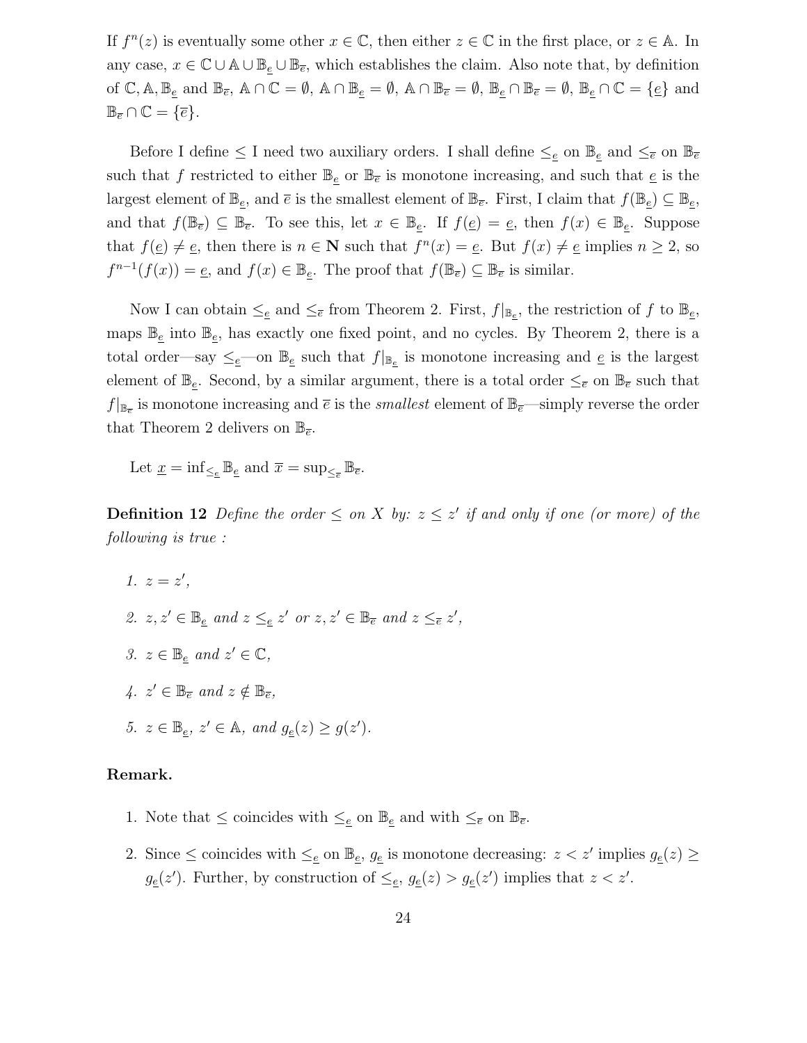If $f^n(z)$ is eventually some other $x \in \mathbb{C}$, then either $z \in \mathbb{C}$ in the first place, or $z \in \mathbb{A}$. In any case, $x \in \mathbb{C} \cup \mathbb{A} \cup \mathbb{B}_{\underline{e}} \cup \mathbb{B}_{\overline{e}}$, which establishes the claim. Also note that, by definition of $\mathbb{C}, \mathbb{A}, \mathbb{B}_{\underline{e}}$ and $\mathbb{B}_{\overline{e}}$, $\mathbb{A} \cap \mathbb{C} = \emptyset$, $\mathbb{A} \cap \mathbb{B}_{\underline{e}} = \emptyset$, $\mathbb{A} \cap \mathbb{B}_{\overline{e}} = \emptyset$, $\mathbb{B}_{\underline{e}} \cap \mathbb{B}_{\overline{e}} = \emptyset$, $\mathbb{B}_{\underline{e}} \cap \mathbb{C} = \{\underline{e}\}$ and $\mathbb{B}_{\overline{e}} \cap \mathbb{C} = \{\overline{e}\}$.

Before I define $\leq$ I need two auxiliary orders. I shall define $\leq_{\underline{e}}$ on $\mathbb{B}_{\underline{e}}$ and $\leq_{\overline{e}}$ on $\mathbb{B}_{\overline{e}}$ such that $f$ restricted to either $\mathbb{B}_{\underline{e}}$ or $\mathbb{B}_{\overline{e}}$ is monotone increasing, and such that $\underline{e}$ is the largest element of $\mathbb{B}_{\underline{e}}$, and $\overline{e}$ is the smallest element of $\mathbb{B}_{\overline{e}}$. First, I claim that $f(\mathbb{B}_{\underline{e}}) \subseteq \mathbb{B}_{\underline{e}}$, and that $f(\mathbb{B}_{\overline{e}}) \subseteq \mathbb{B}_{\overline{e}}$. To see this, let $x \in \mathbb{B}_{\underline{e}}$. If $f(\underline{e}) = \underline{e}$, then $f(x) \in \mathbb{B}_{\underline{e}}$. Suppose that $f(\underline{e}) \neq \underline{e}$, then there is $n \in \mathbf{N}$ such that $f^n(x) = \underline{e}$. But $f(x) \neq \underline{e}$ implies $n \geq 2$, so $f^{n-1}(f(x)) = \underline{e}$, and $f(x) \in \mathbb{B}_{\underline{e}}$. The proof that $f(\mathbb{B}_{\overline{e}}) \subseteq \mathbb{B}_{\overline{e}}$ is similar.

Now I can obtain $\leq_{\underline{e}}$ and $\leq_{\overline{e}}$ from Theorem 2. First, $f|_{\mathbb{B}_{\underline{e}}}$, the restriction of $f$ to $\mathbb{B}_{\underline{e}}$, maps $\mathbb{B}_{\underline{e}}$ into $\mathbb{B}_{\underline{e}}$, has exactly one fixed point, and no cycles. By Theorem 2, there is a total order—say $\leq_{\underline{e}}$—on $\mathbb{B}_{\underline{e}}$ such that $f|_{\mathbb{B}_{\underline{e}}}$ is monotone increasing and $\underline{e}$ is the largest element of $\mathbb{B}_{\underline{e}}$. Second, by a similar argument, there is a total order $\leq_{\overline{e}}$ on $\mathbb{B}_{\overline{e}}$ such that $f|_{\mathbb{B}_{\overline{e}}}$ is monotone increasing and $\overline{e}$ is the *smallest* element of $\mathbb{B}_{\overline{e}}$—simply reverse the order that Theorem 2 delivers on $\mathbb{B}_{\overline{e}}$.

Let $\underline{x} = \inf_{\leq_{\underline{e}}} \mathbb{B}_{\underline{e}}$ and $\overline{x} = \sup_{\leq_{\overline{e}}} \mathbb{B}_{\overline{e}}$.

**Definition 12** *Define the order $\leq$ on $X$ by: $z \leq z'$ if and only if one (or more) of the following is true :*

1. *$z = z'$,*
2. *$z, z' \in \mathbb{B}_{\underline{e}}$ and $z \leq_{\underline{e}} z'$ or $z, z' \in \mathbb{B}_{\overline{e}}$ and $z \leq_{\overline{e}} z'$,*
3. *$z \in \mathbb{B}_{\underline{e}}$ and $z' \in \mathbb{C}$,*
4. *$z' \in \mathbb{B}_{\overline{e}}$ and $z \notin \mathbb{B}_{\overline{e}}$,*
5. *$z \in \mathbb{B}_{\underline{e}}$, $z' \in \mathbb{A}$, and $g_{\underline{e}}(z) \geq g(z')$.*

**Remark.**

1. Note that $\leq$ coincides with $\leq_{\underline{e}}$ on $\mathbb{B}_{\underline{e}}$ and with $\leq_{\overline{e}}$ on $\mathbb{B}_{\overline{e}}$.
2. Since $\leq$ coincides with $\leq_{\underline{e}}$ on $\mathbb{B}_{\underline{e}}$, $g_{\underline{e}}$ is monotone decreasing: $z < z'$ implies $g_{\underline{e}}(z) \geq g_{\underline{e}}(z')$. Further, by construction of $\leq_{\underline{e}}$, $g_{\underline{e}}(z) > g_{\underline{e}}(z')$ implies that $z < z'$.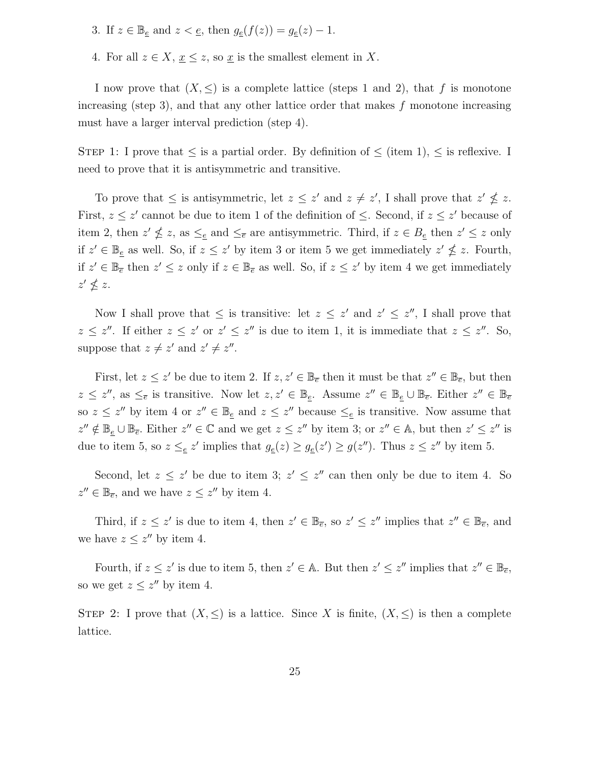3. If $z \in \mathbb{B}_{\underline{e}}$ and $z < \underline{e}$, then $g_{\underline{e}}(f(z)) = g_{\underline{e}}(z) - 1$.

4. For all $z \in X$, $\underline{x} \leq z$, so $\underline{x}$ is the smallest element in $X$.

I now prove that $(X, \leq)$ is a complete lattice (steps 1 and 2), that $f$ is monotone increasing (step 3), and that any other lattice order that makes $f$ monotone increasing must have a larger interval prediction (step 4).

STEP 1: I prove that $\leq$ is a partial order. By definition of $\leq$ (item 1), $\leq$ is reflexive. I need to prove that it is antisymmetric and transitive.

To prove that $\leq$ is antisymmetric, let $z \leq z'$ and $z \neq z'$, I shall prove that $z' \not\leq z$. First, $z \leq z'$ cannot be due to item 1 of the definition of $\leq$. Second, if $z \leq z'$ because of item 2, then $z' \not\leq z$, as $\leq_{\underline{e}}$ and $\leq_{\overline{e}}$ are antisymmetric. Third, if $z \in B_{\underline{e}}$ then $z' \leq z$ only if $z' \in \mathbb{B}_{\underline{e}}$ as well. So, if $z \leq z'$ by item 3 or item 5 we get immediately $z' \not\leq z$. Fourth, if $z' \in \mathbb{B}_{\overline{e}}$ then $z' \leq z$ only if $z \in \mathbb{B}_{\overline{e}}$ as well. So, if $z \leq z'$ by item 4 we get immediately $z' \not\leq z$.

Now I shall prove that $\leq$ is transitive: let $z \leq z'$ and $z' \leq z''$, I shall prove that $z \leq z''$. If either $z \leq z'$ or $z' \leq z''$ is due to item 1, it is immediate that $z \leq z''$. So, suppose that $z \neq z'$ and $z' \neq z''$.

First, let $z \leq z'$ be due to item 2. If $z, z' \in \mathbb{B}_{\overline{e}}$ then it must be that $z'' \in \mathbb{B}_{\overline{e}}$, but then $z \leq z''$, as $\leq_{\overline{e}}$ is transitive. Now let $z, z' \in \mathbb{B}_{\underline{e}}$. Assume $z'' \in \mathbb{B}_{\underline{e}} \cup \mathbb{B}_{\overline{e}}$. Either $z'' \in \mathbb{B}_{\overline{e}}$ so $z \leq z''$ by item 4 or $z'' \in \mathbb{B}_{\underline{e}}$ and $z \leq z''$ because $\leq_{\underline{e}}$ is transitive. Now assume that $z'' \notin \mathbb{B}_{\underline{e}} \cup \mathbb{B}_{\overline{e}}$. Either $z'' \in \mathbb{C}$ and we get $z \leq z''$ by item 3; or $z'' \in \mathbb{A}$, but then $z' \leq z''$ is due to item 5, so $z \leq_{\underline{e}} z'$ implies that $g_{\underline{e}}(z) \geq g_{\underline{e}}(z') \geq g(z'')$. Thus $z \leq z''$ by item 5.

Second, let $z \leq z'$ be due to item 3; $z' \leq z''$ can then only be due to item 4. So $z'' \in \mathbb{B}_{\overline{e}}$, and we have $z \leq z''$ by item 4.

Third, if $z \leq z'$ is due to item 4, then $z' \in \mathbb{B}_{\overline{e}}$, so $z' \leq z''$ implies that $z'' \in \mathbb{B}_{\overline{e}}$, and we have $z \leq z''$ by item 4.

Fourth, if $z \leq z'$ is due to item 5, then $z' \in \mathbb{A}$. But then $z' \leq z''$ implies that $z'' \in \mathbb{B}_{\overline{e}}$, so we get $z \leq z''$ by item 4.

STEP 2: I prove that $(X, \leq)$ is a lattice. Since $X$ is finite, $(X, \leq)$ is then a complete lattice.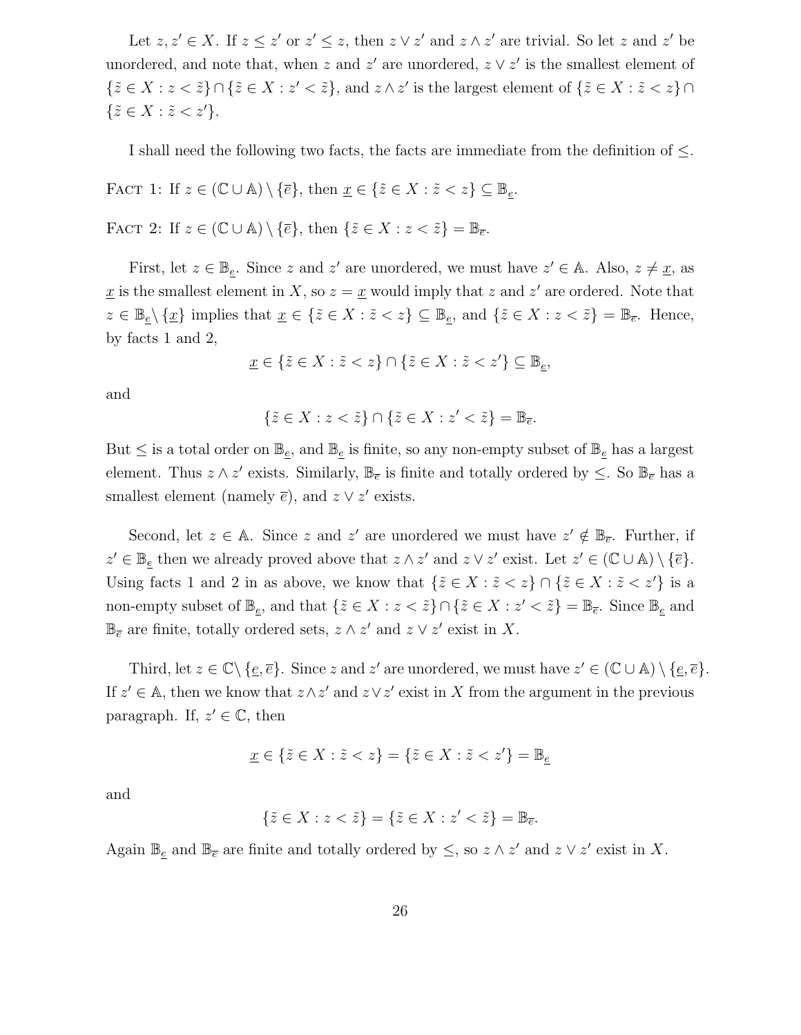Let $z, z' \in X$. If $z \leq z'$ or $z' \leq z$, then $z \vee z'$ and $z \wedge z'$ are trivial. So let $z$ and $z'$ be unordered, and note that, when $z$ and $z'$ are unordered, $z \vee z'$ is the smallest element of $\{\tilde{z} \in X : z < \tilde{z}\} \cap \{\tilde{z} \in X : z' < \tilde{z}\}$, and $z \wedge z'$ is the largest element of $\{\tilde{z} \in X : \tilde{z} < z\} \cap \{\tilde{z} \in X : \tilde{z} < z'\}$.

I shall need the following two facts, the facts are immediate from the definition of $\leq$.

FACT 1: If $z \in (\mathbb{C} \cup \mathbb{A}) \setminus \{\overline{e}\}$, then $\underline{x} \in \{\tilde{z} \in X : \tilde{z} < z\} \subseteq \mathbb{B}_{\underline{e}}$.

FACT 2: If $z \in (\mathbb{C} \cup \mathbb{A}) \setminus \{\overline{e}\}$, then $\{\tilde{z} \in X : z < \tilde{z}\} = \mathbb{B}_{\overline{e}}$.

First, let $z \in \mathbb{B}_{\underline{e}}$. Since $z$ and $z'$ are unordered, we must have $z' \in \mathbb{A}$. Also, $z \neq \underline{x}$, as $\underline{x}$ is the smallest element in $X$, so $z = \underline{x}$ would imply that $z$ and $z'$ are ordered. Note that $z \in \mathbb{B}_{\underline{e}} \setminus \{\underline{x}\}$ implies that $\underline{x} \in \{\tilde{z} \in X : \tilde{z} < z\} \subseteq \mathbb{B}_{\underline{e}}$, and $\{\tilde{z} \in X : z < \tilde{z}\} = \mathbb{B}_{\overline{e}}$. Hence, by facts 1 and 2,

$$\underline{x} \in \{\tilde{z} \in X : \tilde{z} < z\} \cap \{\tilde{z} \in X : \tilde{z} < z'\} \subseteq \mathbb{B}_{\underline{e}},$$

and

$$\{\tilde{z} \in X : z < \tilde{z}\} \cap \{\tilde{z} \in X : z' < \tilde{z}\} = \mathbb{B}_{\overline{e}}.$$

But $\leq$ is a total order on $\mathbb{B}_{\underline{e}}$, and $\mathbb{B}_{\underline{e}}$ is finite, so any non-empty subset of $\mathbb{B}_{\underline{e}}$ has a largest element. Thus $z \wedge z'$ exists. Similarly, $\mathbb{B}_{\overline{e}}$ is finite and totally ordered by $\leq$. So $\mathbb{B}_{\overline{e}}$ has a smallest element (namely $\overline{e}$), and $z \vee z'$ exists.

Second, let $z \in \mathbb{A}$. Since $z$ and $z'$ are unordered we must have $z' \notin \mathbb{B}_{\overline{e}}$. Further, if $z' \in \mathbb{B}_{\underline{e}}$ then we already proved above that $z \wedge z'$ and $z \vee z'$ exist. Let $z' \in (\mathbb{C} \cup \mathbb{A}) \setminus \{\overline{e}\}$. Using facts 1 and 2 in as above, we know that $\{\tilde{z} \in X : \tilde{z} < z\} \cap \{\tilde{z} \in X : \tilde{z} < z'\}$ is a non-empty subset of $\mathbb{B}_{\underline{e}}$, and that $\{\tilde{z} \in X : z < \tilde{z}\} \cap \{\tilde{z} \in X : z' < \tilde{z}\} = \mathbb{B}_{\overline{e}}$. Since $\mathbb{B}_{\underline{e}}$ and $\mathbb{B}_{\overline{e}}$ are finite, totally ordered sets, $z \wedge z'$ and $z \vee z'$ exist in $X$.

Third, let $z \in \mathbb{C} \setminus \{\underline{e}, \overline{e}\}$. Since $z$ and $z'$ are unordered, we must have $z' \in (\mathbb{C} \cup \mathbb{A}) \setminus \{\underline{e}, \overline{e}\}$. If $z' \in \mathbb{A}$, then we know that $z \wedge z'$ and $z \vee z'$ exist in $X$ from the argument in the previous paragraph. If, $z' \in \mathbb{C}$, then

$$\underline{x} \in \{\tilde{z} \in X : \tilde{z} < z\} = \{\tilde{z} \in X : \tilde{z} < z'\} = \mathbb{B}_{\underline{e}}$$

and

$$\{\tilde{z} \in X : z < \tilde{z}\} = \{\tilde{z} \in X : z' < \tilde{z}\} = \mathbb{B}_{\overline{e}}.$$

Again $\mathbb{B}_{\underline{e}}$ and $\mathbb{B}_{\overline{e}}$ are finite and totally ordered by $\leq$, so $z \wedge z'$ and $z \vee z'$ exist in $X$.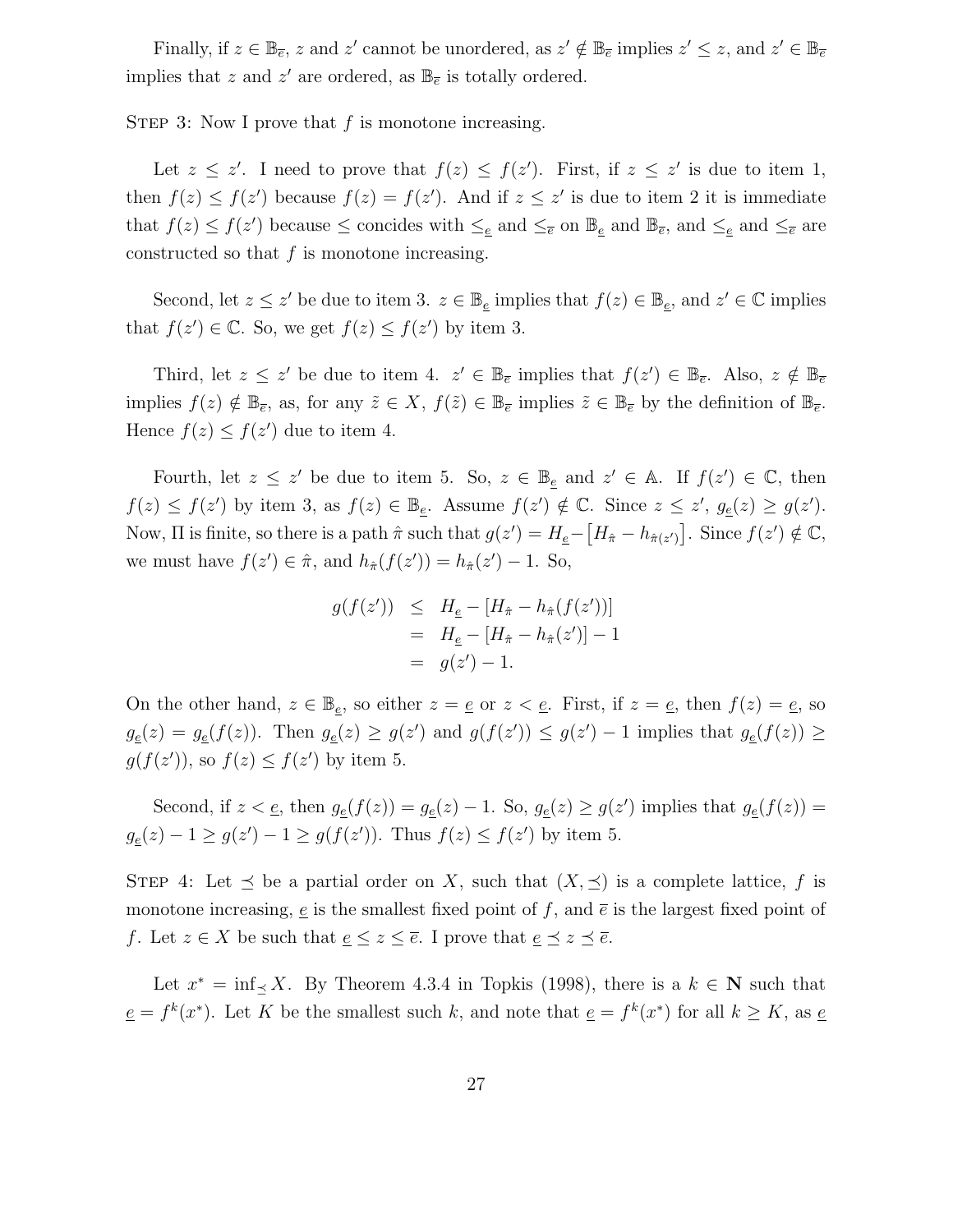Finally, if $z \in \mathbb{B}_{\overline{e}}$, $z$ and $z'$ cannot be unordered, as $z' \notin \mathbb{B}_{\overline{e}}$ implies $z' \leq z$, and $z' \in \mathbb{B}_{\overline{e}}$ implies that $z$ and $z'$ are ordered, as $\mathbb{B}_{\overline{e}}$ is totally ordered.

STEP 3: Now I prove that $f$ is monotone increasing.

Let $z \leq z'$. I need to prove that $f(z) \leq f(z')$. First, if $z \leq z'$ is due to item 1, then $f(z) \leq f(z')$ because $f(z) = f(z')$. And if $z \leq z'$ is due to item 2 it is immediate that $f(z) \leq f(z')$ because $\leq$ concides with $\leq_{\underline{e}}$ and $\leq_{\overline{e}}$ on $\mathbb{B}_{\underline{e}}$ and $\mathbb{B}_{\overline{e}}$, and $\leq_{\underline{e}}$ and $\leq_{\overline{e}}$ are constructed so that $f$ is monotone increasing.

Second, let $z \leq z'$ be due to item 3. $z \in \mathbb{B}_{\underline{e}}$ implies that $f(z) \in \mathbb{B}_{\underline{e}}$, and $z' \in \mathbb{C}$ implies that $f(z') \in \mathbb{C}$. So, we get $f(z) \leq f(z')$ by item 3.

Third, let $z \leq z'$ be due to item 4. $z' \in \mathbb{B}_{\overline{e}}$ implies that $f(z') \in \mathbb{B}_{\overline{e}}$. Also, $z \notin \mathbb{B}_{\overline{e}}$ implies $f(z) \notin \mathbb{B}_{\overline{e}}$, as, for any $\tilde{z} \in X$, $f(\tilde{z}) \in \mathbb{B}_{\overline{e}}$ implies $\tilde{z} \in \mathbb{B}_{\overline{e}}$ by the definition of $\mathbb{B}_{\overline{e}}$. Hence $f(z) \leq f(z')$ due to item 4.

Fourth, let $z \leq z'$ be due to item 5. So, $z \in \mathbb{B}_{\underline{e}}$ and $z' \in \mathbb{A}$. If $f(z') \in \mathbb{C}$, then $f(z) \leq f(z')$ by item 3, as $f(z) \in \mathbb{B}_{\underline{e}}$. Assume $f(z') \notin \mathbb{C}$. Since $z \leq z'$, $g_{\underline{e}}(z) \geq g(z')$. Now, $\Pi$ is finite, so there is a path $\hat{\pi}$ such that $g(z') = H_{\underline{e}} - \left[H_{\hat{\pi}} - h_{\hat{\pi}(z')}\right]$. Since $f(z') \notin \mathbb{C}$, we must have $f(z') \in \hat{\pi}$, and $h_{\hat{\pi}}(f(z')) = h_{\hat{\pi}}(z') - 1$. So,

$$
\begin{aligned}
g(f(z')) &\leq H_{\underline{e}} - [H_{\hat{\pi}} - h_{\hat{\pi}}(f(z'))] \\
&= H_{\underline{e}} - [H_{\hat{\pi}} - h_{\hat{\pi}}(z')] - 1 \\
&= g(z') - 1.
\end{aligned}
$$

On the other hand, $z \in \mathbb{B}_{\underline{e}}$, so either $z = \underline{e}$ or $z < \underline{e}$. First, if $z = \underline{e}$, then $f(z) = \underline{e}$, so $g_{\underline{e}}(z) = g_{\underline{e}}(f(z))$. Then $g_{\underline{e}}(z) \geq g(z')$ and $g(f(z')) \leq g(z') - 1$ implies that $g_{\underline{e}}(f(z)) \geq g(f(z'))$, so $f(z) \leq f(z')$ by item 5.

Second, if $z < \underline{e}$, then $g_{\underline{e}}(f(z)) = g_{\underline{e}}(z) - 1$. So, $g_{\underline{e}}(z) \geq g(z')$ implies that $g_{\underline{e}}(f(z)) = g_{\underline{e}}(z) - 1 \geq g(z') - 1 \geq g(f(z'))$. Thus $f(z) \leq f(z')$ by item 5.

STEP 4: Let $\preceq$ be a partial order on $X$, such that $(X, \preceq)$ is a complete lattice, $f$ is monotone increasing, $\underline{e}$ is the smallest fixed point of $f$, and $\overline{e}$ is the largest fixed point of $f$. Let $z \in X$ be such that $\underline{e} \leq z \leq \overline{e}$. I prove that $\underline{e} \preceq z \preceq \overline{e}$.

Let $x^* = \inf_{\preceq} X$. By Theorem 4.3.4 in Topkis (1998), there is a $k \in \mathbf{N}$ such that $\underline{e} = f^k(x^*)$. Let $K$ be the smallest such $k$, and note that $\underline{e} = f^k(x^*)$ for all $k \geq K$, as $\underline{e}$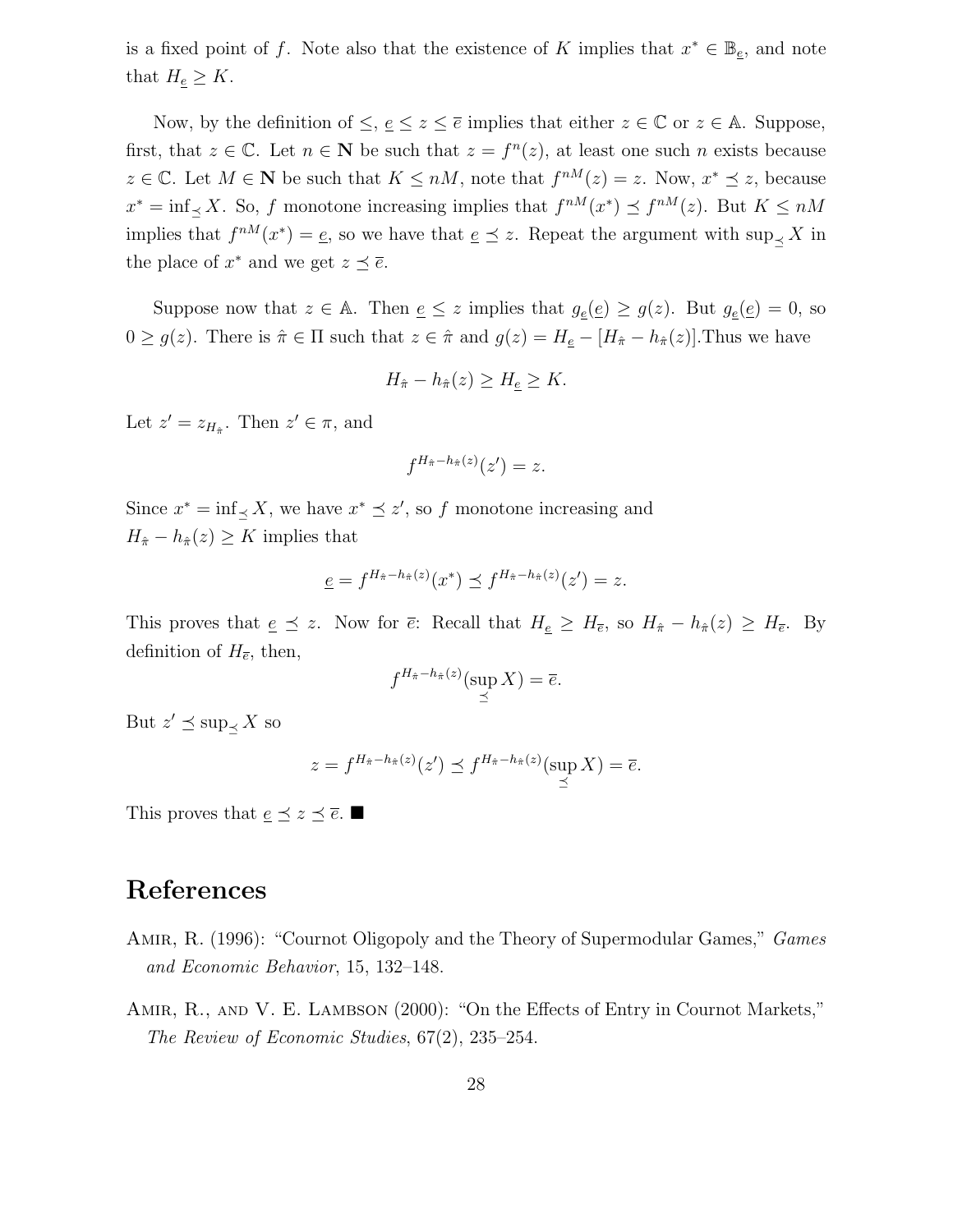is a fixed point of $f$. Note also that the existence of $K$ implies that $x^* \in \mathbb{B}_{\underline{e}}$, and note that $H_{\underline{e}} \geq K$.

Now, by the definition of $\leq$, $\underline{e} \leq z \leq \overline{e}$ implies that either $z \in \mathbb{C}$ or $z \in \mathbb{A}$. Suppose, first, that $z \in \mathbb{C}$. Let $n \in \mathbf{N}$ be such that $z = f^n(z)$, at least one such $n$ exists because $z \in \mathbb{C}$. Let $M \in \mathbf{N}$ be such that $K \leq nM$, note that $f^{nM}(z) = z$. Now, $x^* \preceq z$, because $x^* = \inf_{\preceq} X$. So, $f$ monotone increasing implies that $f^{nM}(x^*) \preceq f^{nM}(z)$. But $K \leq nM$ implies that $f^{nM}(x^*) = \underline{e}$, so we have that $\underline{e} \preceq z$. Repeat the argument with $\sup_{\preceq} X$ in the place of $x^*$ and we get $z \preceq \overline{e}$.

Suppose now that $z \in \mathbb{A}$. Then $\underline{e} \leq z$ implies that $g_{\underline{e}}(\underline{e}) \geq g(z)$. But $g_{\underline{e}}(\underline{e}) = 0$, so $0 \geq g(z)$. There is $\hat{\pi} \in \Pi$ such that $z \in \hat{\pi}$ and $g(z) = H_{\underline{e}} - [H_{\hat{\pi}} - h_{\hat{\pi}}(z)]$.Thus we have

$$H_{\hat{\pi}} - h_{\hat{\pi}}(z) \geq H_{\underline{e}} \geq K.$$

Let $z' = z_{H_{\hat{\pi}}}$. Then $z' \in \pi$, and

$$f^{H_{\hat{\pi}} - h_{\hat{\pi}}(z)}(z') = z.$$

Since $x^* = \inf_{\preceq} X$, we have $x^* \preceq z'$, so $f$ monotone increasing and $H_{\hat{\pi}} - h_{\hat{\pi}}(z) \geq K$ implies that

$$\underline{e} = f^{H_{\hat{\pi}} - h_{\hat{\pi}}(z)}(x^*) \preceq f^{H_{\hat{\pi}} - h_{\hat{\pi}}(z)}(z') = z.$$

This proves that $\underline{e} \preceq z$. Now for $\overline{e}$: Recall that $H_{\underline{e}} \geq H_{\overline{e}}$, so $H_{\hat{\pi}} - h_{\hat{\pi}}(z) \geq H_{\overline{e}}$. By definition of $H_{\overline{e}}$, then,

$$f^{H_{\hat{\pi}} - h_{\hat{\pi}}(z)}(\sup_{\preceq} X) = \overline{e}.$$

But $z' \preceq \sup_{\preceq} X$ so

$$z = f^{H_{\hat{\pi}} - h_{\hat{\pi}}(z)}(z') \preceq f^{H_{\hat{\pi}} - h_{\hat{\pi}}(z)}(\sup_{\preceq} X) = \overline{e}.$$

This proves that $\underline{e} \preceq z \preceq \overline{e}$. ■

# References

Amir, R. (1996): "Cournot Oligopoly and the Theory of Supermodular Games," *Games and Economic Behavior*, 15, 132–148.

Amir, R., and V. E. Lambson (2000): "On the Effects of Entry in Cournot Markets," *The Review of Economic Studies*, 67(2), 235–254.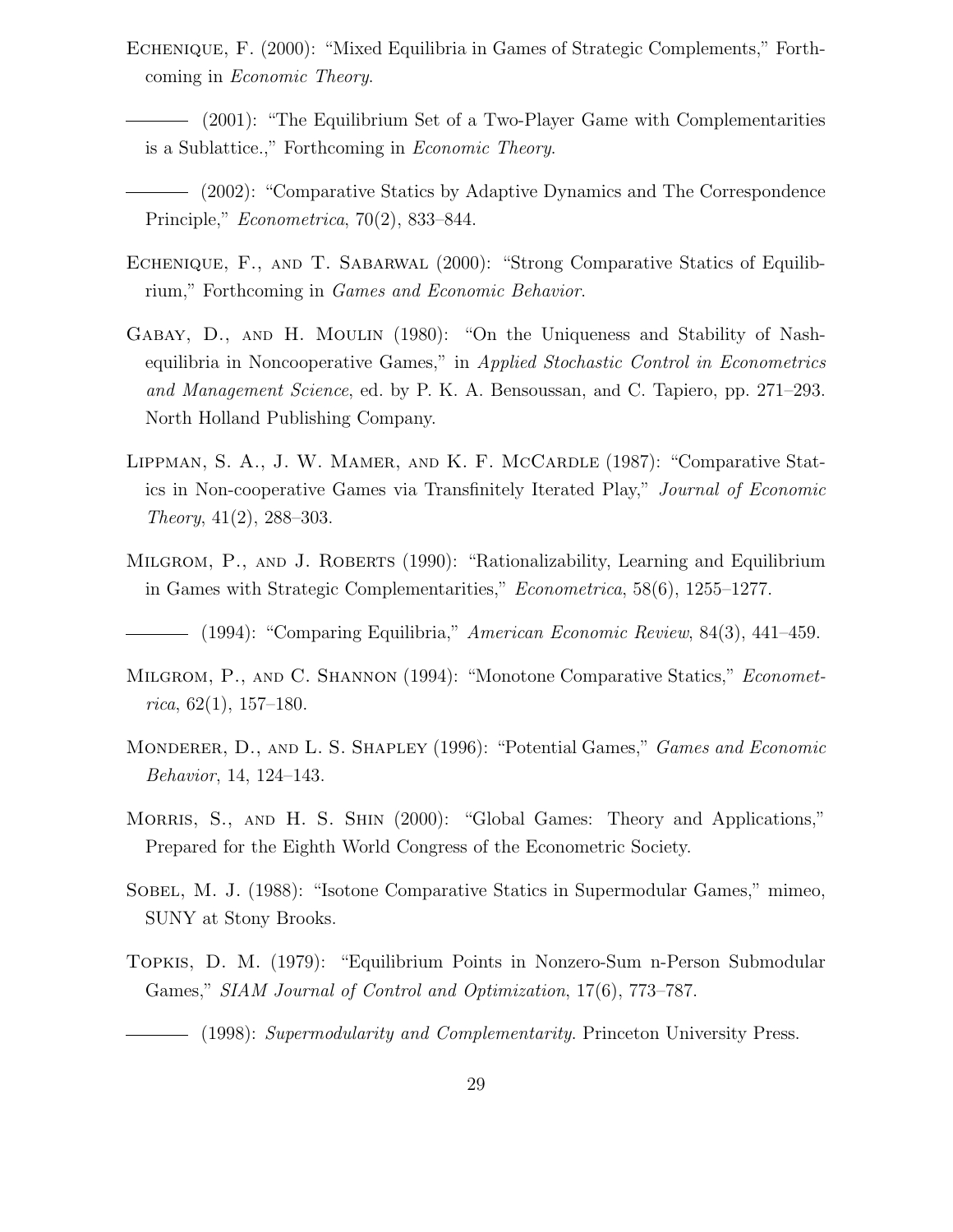Echenique, F. (2000): "Mixed Equilibria in Games of Strategic Complements," Forthcoming in *Economic Theory*.

——— (2001): "The Equilibrium Set of a Two-Player Game with Complementarities is a Sublattice.," Forthcoming in *Economic Theory*.

——— (2002): "Comparative Statics by Adaptive Dynamics and The Correspondence Principle," *Econometrica*, 70(2), 833–844.

Echenique, F., and T. Sabarwal (2000): "Strong Comparative Statics of Equilibrium," Forthcoming in *Games and Economic Behavior*.

Gabay, D., and H. Moulin (1980): "On the Uniqueness and Stability of Nash-equilibria in Noncooperative Games," in *Applied Stochastic Control in Econometrics and Management Science*, ed. by P. K. A. Bensoussan, and C. Tapiero, pp. 271–293. North Holland Publishing Company.

Lippman, S. A., J. W. Mamer, and K. F. McCardle (1987): "Comparative Statics in Non-cooperative Games via Transfinitely Iterated Play," *Journal of Economic Theory*, 41(2), 288–303.

Milgrom, P., and J. Roberts (1990): "Rationalizability, Learning and Equilibrium in Games with Strategic Complementarities," *Econometrica*, 58(6), 1255–1277.

——— (1994): "Comparing Equilibria," *American Economic Review*, 84(3), 441–459.

Milgrom, P., and C. Shannon (1994): "Monotone Comparative Statics," *Econometrica*, 62(1), 157–180.

Monderer, D., and L. S. Shapley (1996): "Potential Games," *Games and Economic Behavior*, 14, 124–143.

Morris, S., and H. S. Shin (2000): "Global Games: Theory and Applications," Prepared for the Eighth World Congress of the Econometric Society.

Sobel, M. J. (1988): "Isotone Comparative Statics in Supermodular Games," mimeo, SUNY at Stony Brooks.

Topkis, D. M. (1979): "Equilibrium Points in Nonzero-Sum n-Person Submodular Games," *SIAM Journal of Control and Optimization*, 17(6), 773–787.

——— (1998): *Supermodularity and Complementarity*. Princeton University Press.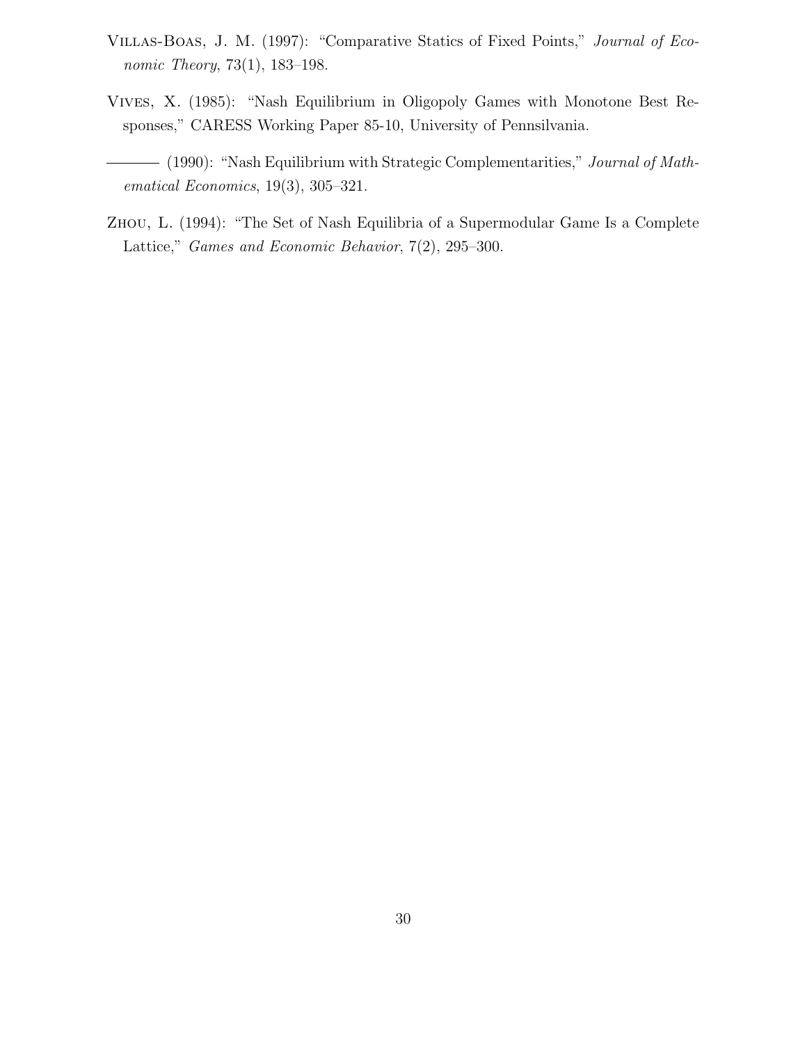Villas-Boas, J. M. (1997): "Comparative Statics of Fixed Points," *Journal of Economic Theory*, 73(1), 183–198.

Vives, X. (1985): "Nash Equilibrium in Oligopoly Games with Monotone Best Responses," CARESS Working Paper 85-10, University of Pennsilvania.

——— (1990): "Nash Equilibrium with Strategic Complementarities," *Journal of Mathematical Economics*, 19(3), 305–321.

Zhou, L. (1994): "The Set of Nash Equilibria of a Supermodular Game Is a Complete Lattice," *Games and Economic Behavior*, 7(2), 295–300.